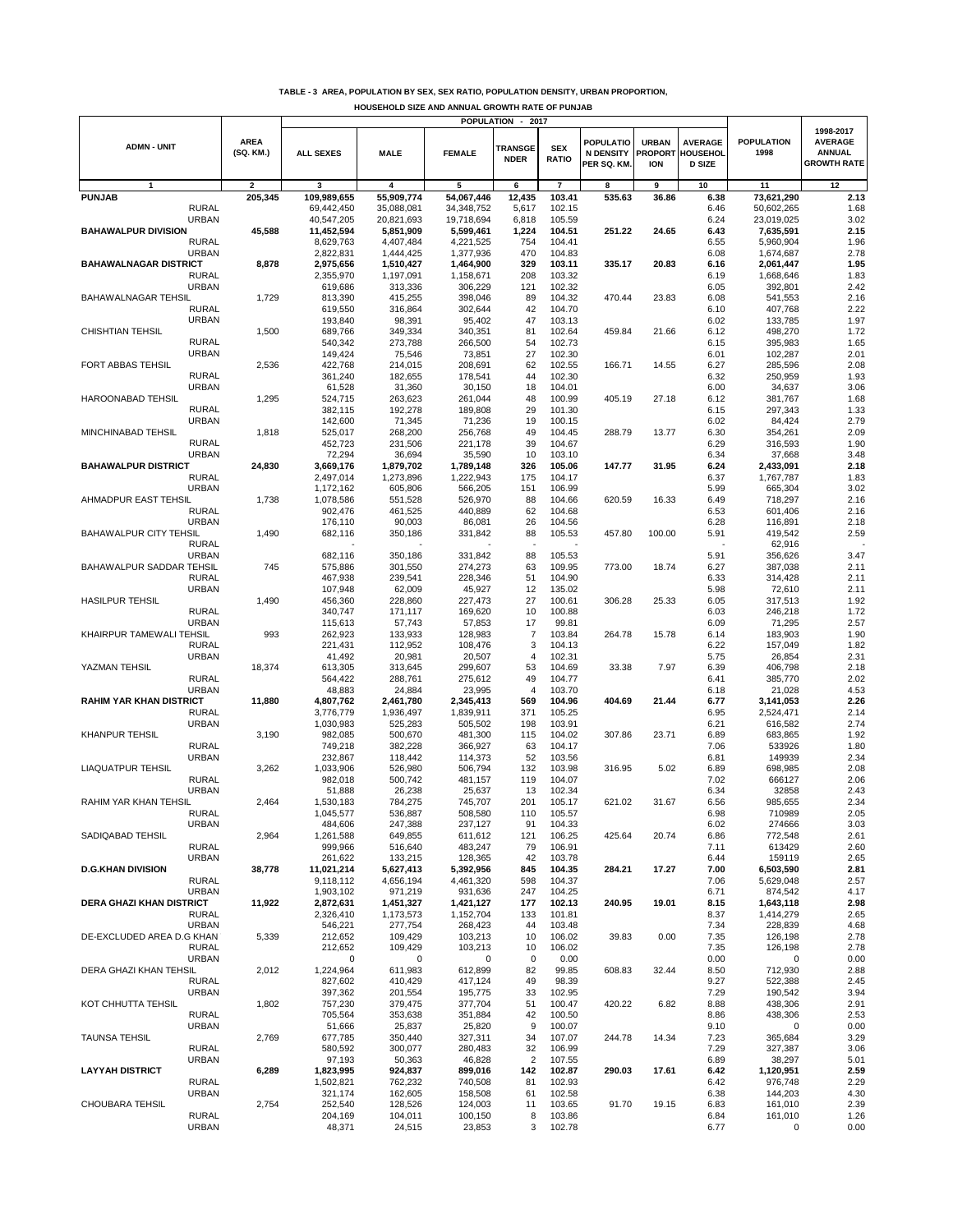**TABLE - 3 AREA, POPULATION BY SEX, SEX RATIO, POPULATION DENSITY, URBAN PROPORTION,**

**HOUSEHOLD SIZE AND ANNUAL GROWTH RATE OF PUNJAB**

| ADMN - UNIT | AREA (SQ. KM.) | POPULATION - 2017 | | | | | | | | POPULATION 1998 | 1998-2017 AVERAGE ANNUAL GROWTH RATE |
|---|---|---|---|---|---|---|---|---|---|---|---|
| | | ALL SEXES | MALE | FEMALE | TRANSGENDER | SEX RATIO | POPULATION DENSITY PER SQ. KM. | URBAN PROPORTION | AVERAGE HOUSEHOLD SIZE | | |
| 1 | 2 | 3 | 4 | 5 | 6 | 7 | 8 | 9 | 10 | 11 | 12 |
| **PUNJAB** | **205,345** | **109,989,655** | **55,909,774** | **54,067,446** | **12,435** | **103.41** | **535.63** | **36.86** | **6.38** | **73,621,290** | **2.13** |
| RURAL | | 69,442,450 | 35,088,081 | 34,348,752 | 5,617 | 102.15 | | | 6.46 | 50,602,265 | 1.68 |
| URBAN | | 40,547,205 | 20,821,693 | 19,718,694 | 6,818 | 105.59 | | | 6.24 | 23,019,025 | 3.02 |
| **BAHAWALPUR DIVISION** | **45,588** | **11,452,594** | **5,851,909** | **5,599,461** | **1,224** | **104.51** | **251.22** | **24.65** | **6.43** | **7,635,591** | **2.15** |
| RURAL | | 8,629,763 | 4,407,484 | 4,221,525 | 754 | 104.41 | | | 6.55 | 5,960,904 | 1.96 |
| URBAN | | 2,822,831 | 1,444,425 | 1,377,936 | 470 | 104.83 | | | 6.08 | 1,674,687 | 2.78 |
| **BAHAWALNAGAR DISTRICT** | **8,878** | **2,975,656** | **1,510,427** | **1,464,900** | **329** | **103.11** | **335.17** | **20.83** | **6.16** | **2,061,447** | **1.95** |
| RURAL | | 2,355,970 | 1,197,091 | 1,158,671 | 208 | 103.32 | | | 6.19 | 1,668,646 | 1.83 |
| URBAN | | 619,686 | 313,336 | 306,229 | 121 | 102.32 | | | 6.05 | 392,801 | 2.42 |
| BAHAWALNAGAR TEHSIL | 1,729 | 813,390 | 415,255 | 398,046 | 89 | 104.32 | 470.44 | 23.83 | 6.08 | 541,553 | 2.16 |
| RURAL | | 619,550 | 316,864 | 302,644 | 42 | 104.70 | | | 6.10 | 407,768 | 2.22 |
| URBAN | | 193,840 | 98,391 | 95,402 | 47 | 103.13 | | | 6.02 | 133,785 | 1.97 |
| CHISHTIAN TEHSIL | 1,500 | 689,766 | 349,334 | 340,351 | 81 | 102.64 | 459.84 | 21.66 | 6.12 | 498,270 | 1.72 |
| RURAL | | 540,342 | 273,788 | 266,500 | 54 | 102.73 | | | 6.15 | 395,983 | 1.65 |
| URBAN | | 149,424 | 75,546 | 73,851 | 27 | 102.30 | | | 6.01 | 102,287 | 2.01 |
| FORT ABBAS TEHSIL | 2,536 | 422,768 | 214,015 | 208,691 | 62 | 102.55 | 166.71 | 14.55 | 6.27 | 285,596 | 2.08 |
| RURAL | | 361,240 | 182,655 | 178,541 | 44 | 102.30 | | | 6.32 | 250,959 | 1.93 |
| URBAN | | 61,528 | 31,360 | 30,150 | 18 | 104.01 | | | 6.00 | 34,637 | 3.06 |
| HAROONABAD TEHSIL | 1,295 | 524,715 | 263,623 | 261,044 | 48 | 100.99 | 405.19 | 27.18 | 6.12 | 381,767 | 1.68 |
| RURAL | | 382,115 | 192,278 | 189,808 | 29 | 101.30 | | | 6.15 | 297,343 | 1.33 |
| URBAN | | 142,600 | 71,345 | 71,236 | 19 | 100.15 | | | 6.02 | 84,424 | 2.79 |
| MINCHINABAD TEHSIL | 1,818 | 525,017 | 268,200 | 256,768 | 49 | 104.45 | 288.79 | 13.77 | 6.30 | 354,261 | 2.09 |
| RURAL | | 452,723 | 231,506 | 221,178 | 39 | 104.67 | | | 6.29 | 316,593 | 1.90 |
| URBAN | | 72,294 | 36,694 | 35,590 | 10 | 103.10 | | | 6.34 | 37,668 | 3.48 |
| **BAHAWALPUR DISTRICT** | **24,830** | **3,669,176** | **1,879,702** | **1,789,148** | **326** | **105.06** | **147.77** | **31.95** | **6.24** | **2,433,091** | **2.18** |
| RURAL | | 2,497,014 | 1,273,896 | 1,222,943 | 175 | 104.17 | | | 6.37 | 1,767,787 | 1.83 |
| URBAN | | 1,172,162 | 605,806 | 566,205 | 151 | 106.99 | | | 5.99 | 665,304 | 3.02 |
| AHMADPUR EAST TEHSIL | 1,738 | 1,078,586 | 551,528 | 526,970 | 88 | 104.66 | 620.59 | 16.33 | 6.49 | 718,297 | 2.16 |
| RURAL | | 902,476 | 461,525 | 440,889 | 62 | 104.68 | | | 6.53 | 601,406 | 2.16 |
| URBAN | | 176,110 | 90,003 | 86,081 | 26 | 104.56 | | | 6.28 | 116,891 | 2.18 |
| BAHAWALPUR CITY TEHSIL | 1,490 | 682,116 | 350,186 | 331,842 | 88 | 105.53 | 457.80 | 100.00 | 5.91 | 419,542 | 2.59 |
| RURAL | | - | - | - | - | - | | | - | 62,916 | - |
| URBAN | | 682,116 | 350,186 | 331,842 | 88 | 105.53 | | | 5.91 | 356,626 | 3.47 |
| BAHAWALPUR SADDAR TEHSIL | 745 | 575,886 | 301,550 | 274,273 | 63 | 109.95 | 773.00 | 18.74 | 6.27 | 387,038 | 2.11 |
| RURAL | | 467,938 | 239,541 | 228,346 | 51 | 104.90 | | | 6.33 | 314,428 | 2.11 |
| URBAN | | 107,948 | 62,009 | 45,927 | 12 | 135.02 | | | 5.98 | 72,610 | 2.11 |
| HASILPUR TEHSIL | 1,490 | 456,360 | 228,860 | 227,473 | 27 | 100.61 | 306.28 | 25.33 | 6.05 | 317,513 | 1.92 |
| RURAL | | 340,747 | 171,117 | 169,620 | 10 | 100.88 | | | 6.03 | 246,218 | 1.72 |
| URBAN | | 115,613 | 57,743 | 57,853 | 17 | 99.81 | | | 6.09 | 71,295 | 2.57 |
| KHAIRPUR TAMEWALI TEHSIL | 993 | 262,923 | 133,933 | 128,983 | 7 | 103.84 | 264.78 | 15.78 | 6.14 | 183,903 | 1.90 |
| RURAL | | 221,431 | 112,952 | 108,476 | 3 | 104.13 | | | 6.22 | 157,049 | 1.82 |
| URBAN | | 41,492 | 20,981 | 20,507 | 4 | 102.31 | | | 5.75 | 26,854 | 2.31 |
| YAZMAN TEHSIL | 18,374 | 613,305 | 313,645 | 299,607 | 53 | 104.69 | 33.38 | 7.97 | 6.39 | 406,798 | 2.18 |
| RURAL | | 564,422 | 288,761 | 275,612 | 49 | 104.77 | | | 6.41 | 385,770 | 2.02 |
| URBAN | | 48,883 | 24,884 | 23,995 | 4 | 103.70 | | | 6.18 | 21,028 | 4.53 |
| **RAHIM YAR KHAN DISTRICT** | **11,880** | **4,807,762** | **2,461,780** | **2,345,413** | **569** | **104.96** | **404.69** | **21.44** | **6.77** | **3,141,053** | **2.26** |
| RURAL | | 3,776,779 | 1,936,497 | 1,839,911 | 371 | 105.25 | | | 6.95 | 2,524,471 | 2.14 |
| URBAN | | 1,030,983 | 525,283 | 505,502 | 198 | 103.91 | | | 6.21 | 616,582 | 2.74 |
| KHANPUR TEHSIL | 3,190 | 982,085 | 500,670 | 481,300 | 115 | 104.02 | 307.86 | 23.71 | 6.89 | 683,865 | 1.92 |
| RURAL | | 749,218 | 382,228 | 366,927 | 63 | 104.17 | | | 7.06 | 533926 | 1.80 |
| URBAN | | 232,867 | 118,442 | 114,373 | 52 | 103.56 | | | 6.81 | 149939 | 2.34 |
| LIAQUATPUR TEHSIL | 3,262 | 1,033,906 | 526,980 | 506,794 | 132 | 103.98 | 316.95 | 5.02 | 6.89 | 698,985 | 2.08 |
| RURAL | | 982,018 | 500,742 | 481,157 | 119 | 104.07 | | | 7.02 | 666127 | 2.06 |
| URBAN | | 51,888 | 26,238 | 25,637 | 13 | 102.34 | | | 6.34 | 32858 | 2.43 |
| RAHIM YAR KHAN TEHSIL | 2,464 | 1,530,183 | 784,275 | 745,707 | 201 | 105.17 | 621.02 | 31.67 | 6.56 | 985,655 | 2.34 |
| RURAL | | 1,045,577 | 536,887 | 508,580 | 110 | 105.57 | | | 6.98 | 710989 | 2.05 |
| URBAN | | 484,606 | 247,388 | 237,127 | 91 | 104.33 | | | 6.02 | 274666 | 3.03 |
| SADIQABAD TEHSIL | 2,964 | 1,261,588 | 649,855 | 611,612 | 121 | 106.25 | 425.64 | 20.74 | 6.86 | 772,548 | 2.61 |
| RURAL | | 999,966 | 516,640 | 483,247 | 79 | 106.91 | | | 7.11 | 613429 | 2.60 |
| URBAN | | 261,622 | 133,215 | 128,365 | 42 | 103.78 | | | 6.44 | 159119 | 2.65 |
| **D.G.KHAN DIVISION** | **38,778** | **11,021,214** | **5,627,413** | **5,392,956** | **845** | **104.35** | **284.21** | **17.27** | **7.00** | **6,503,590** | **2.81** |
| RURAL | | 9,118,112 | 4,656,194 | 4,461,320 | 598 | 104.37 | | | 7.06 | 5,629,048 | 2.57 |
| URBAN | | 1,903,102 | 971,219 | 931,636 | 247 | 104.25 | | | 6.71 | 874,542 | 4.17 |
| **DERA GHAZI KHAN DISTRICT** | **11,922** | **2,872,631** | **1,451,327** | **1,421,127** | **177** | **102.13** | **240.95** | **19.01** | **8.15** | **1,643,118** | **2.98** |
| RURAL | | 2,326,410 | 1,173,573 | 1,152,704 | 133 | 101.81 | | | 8.37 | 1,414,279 | 2.65 |
| URBAN | | 546,221 | 277,754 | 268,423 | 44 | 103.48 | | | 7.34 | 228,839 | 4.68 |
| DE-EXCLUDED AREA D.G KHAN | 5,339 | 212,652 | 109,429 | 103,213 | 10 | 106.02 | 39.83 | 0.00 | 7.35 | 126,198 | 2.78 |
| RURAL | | 212,652 | 109,429 | 103,213 | 10 | 106.02 | | | 7.35 | 126,198 | 2.78 |
| URBAN | | 0 | 0 | 0 | 0 | 0.00 | | | 0.00 | 0 | 0.00 |
| DERA GHAZI KHAN TEHSIL | 2,012 | 1,224,964 | 611,983 | 612,899 | 82 | 99.85 | 608.83 | 32.44 | 8.50 | 712,930 | 2.88 |
| RURAL | | 827,602 | 410,429 | 417,124 | 49 | 98.39 | | | 9.27 | 522,388 | 2.45 |
| URBAN | | 397,362 | 201,554 | 195,775 | 33 | 102.95 | | | 7.29 | 190,542 | 3.94 |
| KOT CHHUTTA TEHSIL | 1,802 | 757,230 | 379,475 | 377,704 | 51 | 100.47 | 420.22 | 6.82 | 8.88 | 438,306 | 2.91 |
| RURAL | | 705,564 | 353,638 | 351,884 | 42 | 100.50 | | | 8.86 | 438,306 | 2.53 |
| URBAN | | 51,666 | 25,837 | 25,820 | 9 | 100.07 | | | 9.10 | 0 | 0.00 |
| TAUNSA TEHSIL | 2,769 | 677,785 | 350,440 | 327,311 | 34 | 107.07 | 244.78 | 14.34 | 7.23 | 365,684 | 3.29 |
| RURAL | | 580,592 | 300,077 | 280,483 | 32 | 106.99 | | | 7.29 | 327,387 | 3.06 |
| URBAN | | 97,193 | 50,363 | 46,828 | 2 | 107.55 | | | 6.89 | 38,297 | 5.01 |
| **LAYYAH DISTRICT** | **6,289** | **1,823,995** | **924,837** | **899,016** | **142** | **102.87** | **290.03** | **17.61** | **6.42** | **1,120,951** | **2.59** |
| RURAL | | 1,502,821 | 762,232 | 740,508 | 81 | 102.93 | | | 6.42 | 976,748 | 2.29 |
| URBAN | | 321,174 | 162,605 | 158,508 | 61 | 102.58 | | | 6.38 | 144,203 | 4.30 |
| CHOUBARA TEHSIL | 2,754 | 252,540 | 128,526 | 124,003 | 11 | 103.65 | 91.70 | 19.15 | 6.83 | 161,010 | 2.39 |
| RURAL | | 204,169 | 104,011 | 100,150 | 8 | 103.86 | | | 6.84 | 161,010 | 1.26 |
| URBAN | | 48,371 | 24,515 | 23,853 | 3 | 102.78 | | | 6.77 | 0 | 0.00 |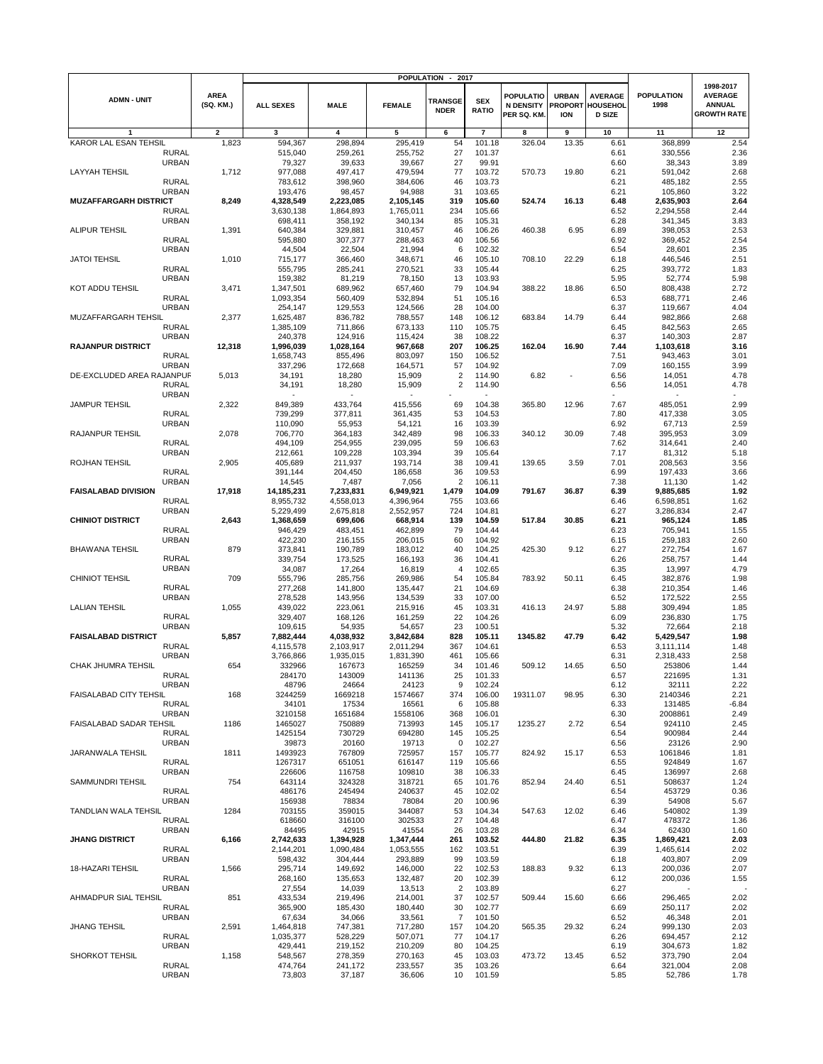| ADMN - UNIT | AREA (SQ. KM.) | POPULATION - 2017 | | | | | | | | POPULATION 1998 | 1998-2017 AVERAGE ANNUAL GROWTH RATE |
|---|---|---|---|---|---|---|---|---|---|---|---|
| | | ALL SEXES | MALE | FEMALE | TRANSGENDER | SEX RATIO | POPULATION DENSITY PER SQ. KM. | URBAN PROPORTION | AVERAGE HOUSEHOLD SIZE | | |
| 1 | 2 | 3 | 4 | 5 | 6 | 7 | 8 | 9 | 10 | 11 | 12 |
| KAROR LAL ESAN TEHSIL | 1,823 | 594,367 | 298,894 | 295,419 | 54 | 101.18 | 326.04 | 13.35 | 6.61 | 368,899 | 2.54 |
| RURAL | | 515,040 | 259,261 | 255,752 | 27 | 101.37 | | | 6.61 | 330,556 | 2.36 |
| URBAN | | 79,327 | 39,633 | 39,667 | 27 | 99.91 | | | 6.60 | 38,343 | 3.89 |
| LAYYAH TEHSIL | 1,712 | 977,088 | 497,417 | 479,594 | 77 | 103.72 | 570.73 | 19.80 | 6.21 | 591,042 | 2.68 |
| RURAL | | 783,612 | 398,960 | 384,606 | 46 | 103.73 | | | 6.21 | 485,182 | 2.55 |
| URBAN | | 193,476 | 98,457 | 94,988 | 31 | 103.65 | | | 6.21 | 105,860 | 3.22 |
| **MUZAFFARGARH DISTRICT** | **8,249** | **4,328,549** | **2,223,085** | **2,105,145** | **319** | **105.60** | **524.74** | **16.13** | **6.48** | **2,635,903** | **2.64** |
| RURAL | | 3,630,138 | 1,864,893 | 1,765,011 | 234 | 105.66 | | | 6.52 | 2,294,558 | 2.44 |
| URBAN | | 698,411 | 358,192 | 340,134 | 85 | 105.31 | | | 6.28 | 341,345 | 3.83 |
| ALIPUR TEHSIL | 1,391 | 640,384 | 329,881 | 310,457 | 46 | 106.26 | 460.38 | 6.95 | 6.89 | 398,053 | 2.53 |
| RURAL | | 595,880 | 307,377 | 288,463 | 40 | 106.56 | | | 6.92 | 369,452 | 2.54 |
| URBAN | | 44,504 | 22,504 | 21,994 | 6 | 102.32 | | | 6.54 | 28,601 | 2.35 |
| JATOI TEHSIL | 1,010 | 715,177 | 366,460 | 348,671 | 46 | 105.10 | 708.10 | 22.29 | 6.18 | 446,546 | 2.51 |
| RURAL | | 555,795 | 285,241 | 270,521 | 33 | 105.44 | | | 6.25 | 393,772 | 1.83 |
| URBAN | | 159,382 | 81,219 | 78,150 | 13 | 103.93 | | | 5.95 | 52,774 | 5.98 |
| KOT ADDU TEHSIL | 3,471 | 1,347,501 | 689,962 | 657,460 | 79 | 104.94 | 388.22 | 18.86 | 6.50 | 808,438 | 2.72 |
| RURAL | | 1,093,354 | 560,409 | 532,894 | 51 | 105.16 | | | 6.53 | 688,771 | 2.46 |
| URBAN | | 254,147 | 129,553 | 124,566 | 28 | 104.00 | | | 6.37 | 119,667 | 4.04 |
| MUZAFFARGARH TEHSIL | 2,377 | 1,625,487 | 836,782 | 788,557 | 148 | 106.12 | 683.84 | 14.79 | 6.44 | 982,866 | 2.68 |
| RURAL | | 1,385,109 | 711,866 | 673,133 | 110 | 105.75 | | | 6.45 | 842,563 | 2.65 |
| URBAN | | 240,378 | 124,916 | 115,424 | 38 | 108.22 | | | 6.37 | 140,303 | 2.87 |
| **RAJANPUR DISTRICT** | **12,318** | **1,996,039** | **1,028,164** | **967,668** | **207** | **106.25** | **162.04** | **16.90** | **7.44** | **1,103,618** | **3.16** |
| RURAL | | 1,658,743 | 855,496 | 803,097 | 150 | 106.52 | | | 7.51 | 943,463 | 3.01 |
| URBAN | | 337,296 | 172,668 | 164,571 | 57 | 104.92 | | | 7.09 | 160,155 | 3.99 |
| DE-EXCLUDED AREA RAJANPUR | 5,013 | 34,191 | 18,280 | 15,909 | 2 | 114.90 | 6.82 | - | 6.56 | 14,051 | 4.78 |
| RURAL | | 34,191 | 18,280 | 15,909 | 2 | 114.90 | | | 6.56 | 14,051 | 4.78 |
| URBAN | | - | - | - | - | - | | | - | - | - |
| JAMPUR TEHSIL | 2,322 | 849,389 | 433,764 | 415,556 | 69 | 104.38 | 365.80 | 12.96 | 7.67 | 485,051 | 2.99 |
| RURAL | | 739,299 | 377,811 | 361,435 | 53 | 104.53 | | | 7.80 | 417,338 | 3.05 |
| URBAN | | 110,090 | 55,953 | 54,121 | 16 | 103.39 | | | 6.92 | 67,713 | 2.59 |
| RAJANPUR TEHSIL | 2,078 | 706,770 | 364,183 | 342,489 | 98 | 106.33 | 340.12 | 30.09 | 7.48 | 395,953 | 3.09 |
| RURAL | | 494,109 | 254,955 | 239,095 | 59 | 106.63 | | | 7.62 | 314,641 | 2.40 |
| URBAN | | 212,661 | 109,228 | 103,394 | 39 | 105.64 | | | 7.17 | 81,312 | 5.18 |
| ROJHAN TEHSIL | 2,905 | 405,689 | 211,937 | 193,714 | 38 | 109.41 | 139.65 | 3.59 | 7.01 | 208,563 | 3.56 |
| RURAL | | 391,144 | 204,450 | 186,658 | 36 | 109.53 | | | 6.99 | 197,433 | 3.66 |
| URBAN | | 14,545 | 7,487 | 7,056 | 2 | 106.11 | | | 7.38 | 11,130 | 1.42 |
| **FAISALABAD DIVISION** | **17,918** | **14,185,231** | **7,233,831** | **6,949,921** | **1,479** | **104.09** | **791.67** | **36.87** | **6.39** | **9,885,685** | **1.92** |
| RURAL | | 8,955,732 | 4,558,013 | 4,396,964 | 755 | 103.66 | | | 6.46 | 6,598,851 | 1.62 |
| URBAN | | 5,229,499 | 2,675,818 | 2,552,957 | 724 | 104.81 | | | 6.27 | 3,286,834 | 2.47 |
| **CHINIOT DISTRICT** | **2,643** | **1,368,659** | **699,606** | **668,914** | **139** | **104.59** | **517.84** | **30.85** | **6.21** | **965,124** | **1.85** |
| RURAL | | 946,429 | 483,451 | 462,899 | 79 | 104.44 | | | 6.23 | 705,941 | 1.55 |
| URBAN | | 422,230 | 216,155 | 206,015 | 60 | 104.92 | | | 6.15 | 259,183 | 2.60 |
| BHAWANA TEHSIL | 879 | 373,841 | 190,789 | 183,012 | 40 | 104.25 | 425.30 | 9.12 | 6.27 | 272,754 | 1.67 |
| RURAL | | 339,754 | 173,525 | 166,193 | 36 | 104.41 | | | 6.26 | 258,757 | 1.44 |
| URBAN | | 34,087 | 17,264 | 16,819 | 4 | 102.65 | | | 6.35 | 13,997 | 4.79 |
| CHINIOT TEHSIL | 709 | 555,796 | 285,756 | 269,986 | 54 | 105.84 | 783.92 | 50.11 | 6.45 | 382,876 | 1.98 |
| RURAL | | 277,268 | 141,800 | 135,447 | 21 | 104.69 | | | 6.38 | 210,354 | 1.46 |
| URBAN | | 278,528 | 143,956 | 134,539 | 33 | 107.00 | | | 6.52 | 172,522 | 2.55 |
| LALIAN TEHSIL | 1,055 | 439,022 | 223,061 | 215,916 | 45 | 103.31 | 416.13 | 24.97 | 5.88 | 309,494 | 1.85 |
| RURAL | | 329,407 | 168,126 | 161,259 | 22 | 104.26 | | | 6.09 | 236,830 | 1.75 |
| URBAN | | 109,615 | 54,935 | 54,657 | 23 | 100.51 | | | 5.32 | 72,664 | 2.18 |
| **FAISALABAD DISTRICT** | **5,857** | **7,882,444** | **4,038,932** | **3,842,684** | **828** | **105.11** | **1345.82** | **47.79** | **6.42** | **5,429,547** | **1.98** |
| RURAL | | 4,115,578 | 2,103,917 | 2,011,294 | 367 | 104.61 | | | 6.53 | 3,111,114 | 1.48 |
| URBAN | | 3,766,866 | 1,935,015 | 1,831,390 | 461 | 105.66 | | | 6.31 | 2,318,433 | 2.58 |
| CHAK JHUMRA TEHSIL | 654 | 332966 | 167673 | 165259 | 34 | 101.46 | 509.12 | 14.65 | 6.50 | 253806 | 1.44 |
| RURAL | | 284170 | 143009 | 141136 | 25 | 101.33 | | | 6.57 | 221695 | 1.31 |
| URBAN | | 48796 | 24664 | 24123 | 9 | 102.24 | | | 6.12 | 32111 | 2.22 |
| FAISALABAD CITY TEHSIL | 168 | 3244259 | 1669218 | 1574667 | 374 | 106.00 | 19311.07 | 98.95 | 6.30 | 2140346 | 2.21 |
| RURAL | | 34101 | 17534 | 16561 | 6 | 105.88 | | | 6.33 | 131485 | -6.84 |
| URBAN | | 3210158 | 1651684 | 1558106 | 368 | 106.01 | | | 6.30 | 2008861 | 2.49 |
| FAISALABAD SADAR TEHSIL | 1186 | 1465027 | 750889 | 713993 | 145 | 105.17 | 1235.27 | 2.72 | 6.54 | 924110 | 2.45 |
| RURAL | | 1425154 | 730729 | 694280 | 145 | 105.25 | | | 6.54 | 900984 | 2.44 |
| URBAN | | 39873 | 20160 | 19713 | 0 | 102.27 | | | 6.56 | 23126 | 2.90 |
| JARANWALA TEHSIL | 1811 | 1493923 | 767809 | 725957 | 157 | 105.77 | 824.92 | 15.17 | 6.53 | 1061846 | 1.81 |
| RURAL | | 1267317 | 651051 | 616147 | 119 | 105.66 | | | 6.55 | 924849 | 1.67 |
| URBAN | | 226606 | 116758 | 109810 | 38 | 106.33 | | | 6.45 | 136997 | 2.68 |
| SAMMUNDRI TEHSIL | 754 | 643114 | 324328 | 318721 | 65 | 101.76 | 852.94 | 24.40 | 6.51 | 508637 | 1.24 |
| RURAL | | 486176 | 245494 | 240637 | 45 | 102.02 | | | 6.54 | 453729 | 0.36 |
| URBAN | | 156938 | 78834 | 78084 | 20 | 100.96 | | | 6.39 | 54908 | 5.67 |
| TANDLIAN WALA TEHSIL | 1284 | 703155 | 359015 | 344087 | 53 | 104.34 | 547.63 | 12.02 | 6.46 | 540802 | 1.39 |
| RURAL | | 618660 | 316100 | 302533 | 27 | 104.48 | | | 6.47 | 478372 | 1.36 |
| URBAN | | 84495 | 42915 | 41554 | 26 | 103.28 | | | 6.34 | 62430 | 1.60 |
| **JHANG DISTRICT** | **6,166** | **2,742,633** | **1,394,928** | **1,347,444** | **261** | **103.52** | **444.80** | **21.82** | **6.35** | **1,869,421** | **2.03** |
| RURAL | | 2,144,201 | 1,090,484 | 1,053,555 | 162 | 103.51 | | | 6.39 | 1,465,614 | 2.02 |
| URBAN | | 598,432 | 304,444 | 293,889 | 99 | 103.59 | | | 6.18 | 403,807 | 2.09 |
| 18-HAZARI TEHSIL | 1,566 | 295,714 | 149,692 | 146,000 | 22 | 102.53 | 188.83 | 9.32 | 6.13 | 200,036 | 2.07 |
| RURAL | | 268,160 | 135,653 | 132,487 | 20 | 102.39 | | | 6.12 | 200,036 | 1.55 |
| URBAN | | 27,554 | 14,039 | 13,513 | 2 | 103.89 | | | 6.27 | - | - |
| AHMADPUR SIAL TEHSIL | 851 | 433,534 | 219,496 | 214,001 | 37 | 102.57 | 509.44 | 15.60 | 6.66 | 296,465 | 2.02 |
| RURAL | | 365,900 | 185,430 | 180,440 | 30 | 102.77 | | | 6.69 | 250,117 | 2.02 |
| URBAN | | 67,634 | 34,066 | 33,561 | 7 | 101.50 | | | 6.52 | 46,348 | 2.01 |
| JHANG TEHSIL | 2,591 | 1,464,818 | 747,381 | 717,280 | 157 | 104.20 | 565.35 | 29.32 | 6.24 | 999,130 | 2.03 |
| RURAL | | 1,035,377 | 528,229 | 507,071 | 77 | 104.17 | | | 6.26 | 694,457 | 2.12 |
| URBAN | | 429,441 | 219,152 | 210,209 | 80 | 104.25 | | | 6.19 | 304,673 | 1.82 |
| SHORKOT TEHSIL | 1,158 | 548,567 | 278,359 | 270,163 | 45 | 103.03 | 473.72 | 13.45 | 6.52 | 373,790 | 2.04 |
| RURAL | | 474,764 | 241,172 | 233,557 | 35 | 103.26 | | | 6.64 | 321,004 | 2.08 |
| URBAN | | 73,803 | 37,187 | 36,606 | 10 | 101.59 | | | 5.85 | 52,786 | 1.78 |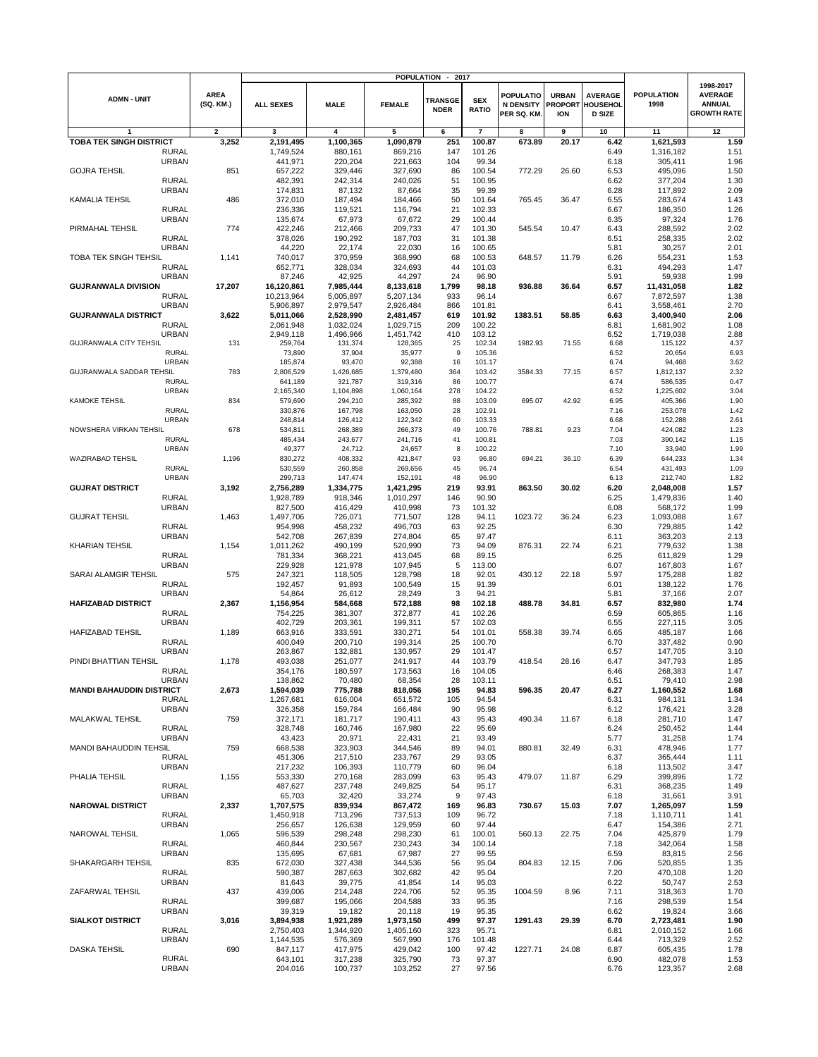| ADMN - UNIT | AREA (SQ. KM.) | POPULATION - 2017 | | | | | | | | POPULATION 1998 | 1998-2017 AVERAGE ANNUAL GROWTH RATE |
|---|---|---|---|---|---|---|---|---|---|---|---|
| | | ALL SEXES | MALE | FEMALE | TRANSGENDER | SEX RATIO | POPULATION DENSITY PER SQ. KM. | URBAN PROPORTION | AVERAGE HOUSEHOLD SIZE | | |
| 1 | 2 | 3 | 4 | 5 | 6 | 7 | 8 | 9 | 10 | 11 | 12 |
| **TOBA TEK SINGH DISTRICT** | **3,252** | **2,191,495** | **1,100,365** | **1,090,879** | **251** | **100.87** | **673.89** | **20.17** | **6.42** | **1,621,593** | **1.59** |
| RURAL | | 1,749,524 | 880,161 | 869,216 | 147 | 101.26 | | | 6.49 | 1,316,182 | 1.51 |
| URBAN | | 441,971 | 220,204 | 221,663 | 104 | 99.34 | | | 6.18 | 305,411 | 1.96 |
| GOJRA TEHSIL | 851 | 657,222 | 329,446 | 327,690 | 86 | 100.54 | 772.29 | 26.60 | 6.53 | 495,096 | 1.50 |
| RURAL | | 482,391 | 242,314 | 240,026 | 51 | 100.95 | | | 6.62 | 377,204 | 1.30 |
| URBAN | | 174,831 | 87,132 | 87,664 | 35 | 99.39 | | | 6.28 | 117,892 | 2.09 |
| KAMALIA TEHSIL | 486 | 372,010 | 187,494 | 184,466 | 50 | 101.64 | 765.45 | 36.47 | 6.55 | 283,674 | 1.43 |
| RURAL | | 236,336 | 119,521 | 116,794 | 21 | 102.33 | | | 6.67 | 186,350 | 1.26 |
| URBAN | | 135,674 | 67,973 | 67,672 | 29 | 100.44 | | | 6.35 | 97,324 | 1.76 |
| PIRMAHAL TEHSIL | 774 | 422,246 | 212,466 | 209,733 | 47 | 101.30 | 545.54 | 10.47 | 6.43 | 288,592 | 2.02 |
| RURAL | | 378,026 | 190,292 | 187,703 | 31 | 101.38 | | | 6.51 | 258,335 | 2.02 |
| URBAN | | 44,220 | 22,174 | 22,030 | 16 | 100.65 | | | 5.81 | 30,257 | 2.01 |
| TOBA TEK SINGH TEHSIL | 1,141 | 740,017 | 370,959 | 368,990 | 68 | 100.53 | 648.57 | 11.79 | 6.26 | 554,231 | 1.53 |
| RURAL | | 652,771 | 328,034 | 324,693 | 44 | 101.03 | | | 6.31 | 494,293 | 1.47 |
| URBAN | | 87,246 | 42,925 | 44,297 | 24 | 96.90 | | | 5.91 | 59,938 | 1.99 |
| **GUJRANWALA DIVISION** | **17,207** | **16,120,861** | **7,985,444** | **8,133,618** | **1,799** | **98.18** | **936.88** | **36.64** | **6.57** | **11,431,058** | **1.82** |
| RURAL | | 10,213,964 | 5,005,897 | 5,207,134 | 933 | 96.14 | | | 6.67 | 7,872,597 | 1.38 |
| URBAN | | 5,906,897 | 2,979,547 | 2,926,484 | 866 | 101.81 | | | 6.41 | 3,558,461 | 2.70 |
| **GUJRANWALA DISTRICT** | **3,622** | **5,011,066** | **2,528,990** | **2,481,457** | **619** | **101.92** | **1383.51** | **58.85** | **6.63** | **3,400,940** | **2.06** |
| RURAL | | 2,061,948 | 1,032,024 | 1,029,715 | 209 | 100.22 | | | 6.81 | 1,681,902 | 1.08 |
| URBAN | | 2,949,118 | 1,496,966 | 1,451,742 | 410 | 103.12 | | | 6.52 | 1,719,038 | 2.88 |
| GUJRANWALA CITY TEHSIL | 131 | 259,764 | 131,374 | 128,365 | 25 | 102.34 | 1982.93 | 71.55 | 6.68 | 115,122 | 4.37 |
| RURAL | | 73,890 | 37,904 | 35,977 | 9 | 105.36 | | | 6.52 | 20,654 | 6.93 |
| URBAN | | 185,874 | 93,470 | 92,388 | 16 | 101.17 | | | 6.74 | 94,468 | 3.62 |
| GUJRANWALA SADDAR TEHSIL | 783 | 2,806,529 | 1,426,685 | 1,379,480 | 364 | 103.42 | 3584.33 | 77.15 | 6.57 | 1,812,137 | 2.32 |
| RURAL | | 641,189 | 321,787 | 319,316 | 86 | 100.77 | | | 6.74 | 586,535 | 0.47 |
| URBAN | | 2,165,340 | 1,104,898 | 1,060,164 | 278 | 104.22 | | | 6.52 | 1,225,602 | 3.04 |
| KAMOKE TEHSIL | 834 | 579,690 | 294,210 | 285,392 | 88 | 103.09 | 695.07 | 42.92 | 6.95 | 405,366 | 1.90 |
| RURAL | | 330,876 | 167,798 | 163,050 | 28 | 102.91 | | | 7.16 | 253,078 | 1.42 |
| URBAN | | 248,814 | 126,412 | 122,342 | 60 | 103.33 | | | 6.68 | 152,288 | 2.61 |
| NOWSHERA VIRKAN TEHSIL | 678 | 534,811 | 268,389 | 266,373 | 49 | 100.76 | 788.81 | 9.23 | 7.04 | 424,082 | 1.23 |
| RURAL | | 485,434 | 243,677 | 241,716 | 41 | 100.81 | | | 7.03 | 390,142 | 1.15 |
| URBAN | | 49,377 | 24,712 | 24,657 | 8 | 100.22 | | | 7.10 | 33,940 | 1.99 |
| WAZIRABAD TEHSIL | 1,196 | 830,272 | 408,332 | 421,847 | 93 | 96.80 | 694.21 | 36.10 | 6.39 | 644,233 | 1.34 |
| RURAL | | 530,559 | 260,858 | 269,656 | 45 | 96.74 | | | 6.54 | 431,493 | 1.09 |
| URBAN | | 299,713 | 147,474 | 152,191 | 48 | 96.90 | | | 6.13 | 212,740 | 1.82 |
| **GUJRAT DISTRICT** | **3,192** | **2,756,289** | **1,334,775** | **1,421,295** | **219** | **93.91** | **863.50** | **30.02** | **6.20** | **2,048,008** | **1.57** |
| RURAL | | 1,928,789 | 918,346 | 1,010,297 | 146 | 90.90 | | | 6.25 | 1,479,836 | 1.40 |
| URBAN | | 827,500 | 416,429 | 410,998 | 73 | 101.32 | | | 6.08 | 568,172 | 1.99 |
| GUJRAT TEHSIL | 1,463 | 1,497,706 | 726,071 | 771,507 | 128 | 94.11 | 1023.72 | 36.24 | 6.23 | 1,093,088 | 1.67 |
| RURAL | | 954,998 | 458,232 | 496,703 | 63 | 92.25 | | | 6.30 | 729,885 | 1.42 |
| URBAN | | 542,708 | 267,839 | 274,804 | 65 | 97.47 | | | 6.11 | 363,203 | 2.13 |
| KHARIAN TEHSIL | 1,154 | 1,011,262 | 490,199 | 520,990 | 73 | 94.09 | 876.31 | 22.74 | 6.21 | 779,632 | 1.38 |
| RURAL | | 781,334 | 368,221 | 413,045 | 68 | 89.15 | | | 6.25 | 611,829 | 1.29 |
| URBAN | | 229,928 | 121,978 | 107,945 | 5 | 113.00 | | | 6.07 | 167,803 | 1.67 |
| SARAI ALAMGIR TEHSIL | 575 | 247,321 | 118,505 | 128,798 | 18 | 92.01 | 430.12 | 22.18 | 5.97 | 175,288 | 1.82 |
| RURAL | | 192,457 | 91,893 | 100,549 | 15 | 91.39 | | | 6.01 | 138,122 | 1.76 |
| URBAN | | 54,864 | 26,612 | 28,249 | 3 | 94.21 | | | 5.81 | 37,166 | 2.07 |
| **HAFIZABAD DISTRICT** | **2,367** | **1,156,954** | **584,668** | **572,188** | **98** | **102.18** | **488.78** | **34.81** | **6.57** | **832,980** | **1.74** |
| RURAL | | 754,225 | 381,307 | 372,877 | 41 | 102.26 | | | 6.59 | 605,865 | 1.16 |
| URBAN | | 402,729 | 203,361 | 199,311 | 57 | 102.03 | | | 6.55 | 227,115 | 3.05 |
| HAFIZABAD TEHSIL | 1,189 | 663,916 | 333,591 | 330,271 | 54 | 101.01 | 558.38 | 39.74 | 6.65 | 485,187 | 1.66 |
| RURAL | | 400,049 | 200,710 | 199,314 | 25 | 100.70 | | | 6.70 | 337,482 | 0.90 |
| URBAN | | 263,867 | 132,881 | 130,957 | 29 | 101.47 | | | 6.57 | 147,705 | 3.10 |
| PINDI BHATTIAN TEHSIL | 1,178 | 493,038 | 251,077 | 241,917 | 44 | 103.79 | 418.54 | 28.16 | 6.47 | 347,793 | 1.85 |
| RURAL | | 354,176 | 180,597 | 173,563 | 16 | 104.05 | | | 6.46 | 268,383 | 1.47 |
| URBAN | | 138,862 | 70,480 | 68,354 | 28 | 103.11 | | | 6.51 | 79,410 | 2.98 |
| **MANDI BAHAUDDIN DISTRICT** | **2,673** | **1,594,039** | **775,788** | **818,056** | **195** | **94.83** | **596.35** | **20.47** | **6.27** | **1,160,552** | **1.68** |
| RURAL | | 1,267,681 | 616,004 | 651,572 | 105 | 94.54 | | | 6.31 | 984,131 | 1.34 |
| URBAN | | 326,358 | 159,784 | 166,484 | 90 | 95.98 | | | 6.12 | 176,421 | 3.28 |
| MALAKWAL TEHSIL | 759 | 372,171 | 181,717 | 190,411 | 43 | 95.43 | 490.34 | 11.67 | 6.18 | 281,710 | 1.47 |
| RURAL | | 328,748 | 160,746 | 167,980 | 22 | 95.69 | | | 6.24 | 250,452 | 1.44 |
| URBAN | | 43,423 | 20,971 | 22,431 | 21 | 93.49 | | | 5.77 | 31,258 | 1.74 |
| MANDI BAHAUDDIN TEHSIL | 759 | 668,538 | 323,903 | 344,546 | 89 | 94.01 | 880.81 | 32.49 | 6.31 | 478,946 | 1.77 |
| RURAL | | 451,306 | 217,510 | 233,767 | 29 | 93.05 | | | 6.37 | 365,444 | 1.11 |
| URBAN | | 217,232 | 106,393 | 110,779 | 60 | 96.04 | | | 6.18 | 113,502 | 3.47 |
| PHALIA TEHSIL | 1,155 | 553,330 | 270,168 | 283,099 | 63 | 95.43 | 479.07 | 11.87 | 6.29 | 399,896 | 1.72 |
| RURAL | | 487,627 | 237,748 | 249,825 | 54 | 95.17 | | | 6.31 | 368,235 | 1.49 |
| URBAN | | 65,703 | 32,420 | 33,274 | 9 | 97.43 | | | 6.18 | 31,661 | 3.91 |
| **NAROWAL DISTRICT** | **2,337** | **1,707,575** | **839,934** | **867,472** | **169** | **96.83** | **730.67** | **15.03** | **7.07** | **1,265,097** | **1.59** |
| RURAL | | 1,450,918 | 713,296 | 737,513 | 109 | 96.72 | | | 7.18 | 1,110,711 | 1.41 |
| URBAN | | 256,657 | 126,638 | 129,959 | 60 | 97.44 | | | 6.47 | 154,386 | 2.71 |
| NAROWAL TEHSIL | 1,065 | 596,539 | 298,248 | 298,230 | 61 | 100.01 | 560.13 | 22.75 | 7.04 | 425,879 | 1.79 |
| RURAL | | 460,844 | 230,567 | 230,243 | 34 | 100.14 | | | 7.18 | 342,064 | 1.58 |
| URBAN | | 135,695 | 67,681 | 67,987 | 27 | 99.55 | | | 6.59 | 83,815 | 2.56 |
| SHAKARGARH TEHSIL | 835 | 672,030 | 327,438 | 344,536 | 56 | 95.04 | 804.83 | 12.15 | 7.06 | 520,855 | 1.35 |
| RURAL | | 590,387 | 287,663 | 302,682 | 42 | 95.04 | | | 7.20 | 470,108 | 1.20 |
| URBAN | | 81,643 | 39,775 | 41,854 | 14 | 95.03 | | | 6.22 | 50,747 | 2.53 |
| ZAFARWAL TEHSIL | 437 | 439,006 | 214,248 | 224,706 | 52 | 95.35 | 1004.59 | 8.96 | 7.11 | 318,363 | 1.70 |
| RURAL | | 399,687 | 195,066 | 204,588 | 33 | 95.35 | | | 7.16 | 298,539 | 1.54 |
| URBAN | | 39,319 | 19,182 | 20,118 | 19 | 95.35 | | | 6.62 | 19,824 | 3.66 |
| **SIALKOT DISTRICT** | **3,016** | **3,894,938** | **1,921,289** | **1,973,150** | **499** | **97.37** | **1291.43** | **29.39** | **6.70** | **2,723,481** | **1.90** |
| RURAL | | 2,750,403 | 1,344,920 | 1,405,160 | 323 | 95.71 | | | 6.81 | 2,010,152 | 1.66 |
| URBAN | | 1,144,535 | 576,369 | 567,990 | 176 | 101.48 | | | 6.44 | 713,329 | 2.52 |
| DASKA TEHSIL | 690 | 847,117 | 417,975 | 429,042 | 100 | 97.42 | 1227.71 | 24.08 | 6.87 | 605,435 | 1.78 |
| RURAL | | 643,101 | 317,238 | 325,790 | 73 | 97.37 | | | 6.90 | 482,078 | 1.53 |
| URBAN | | 204,016 | 100,737 | 103,252 | 27 | 97.56 | | | 6.76 | 123,357 | 2.68 |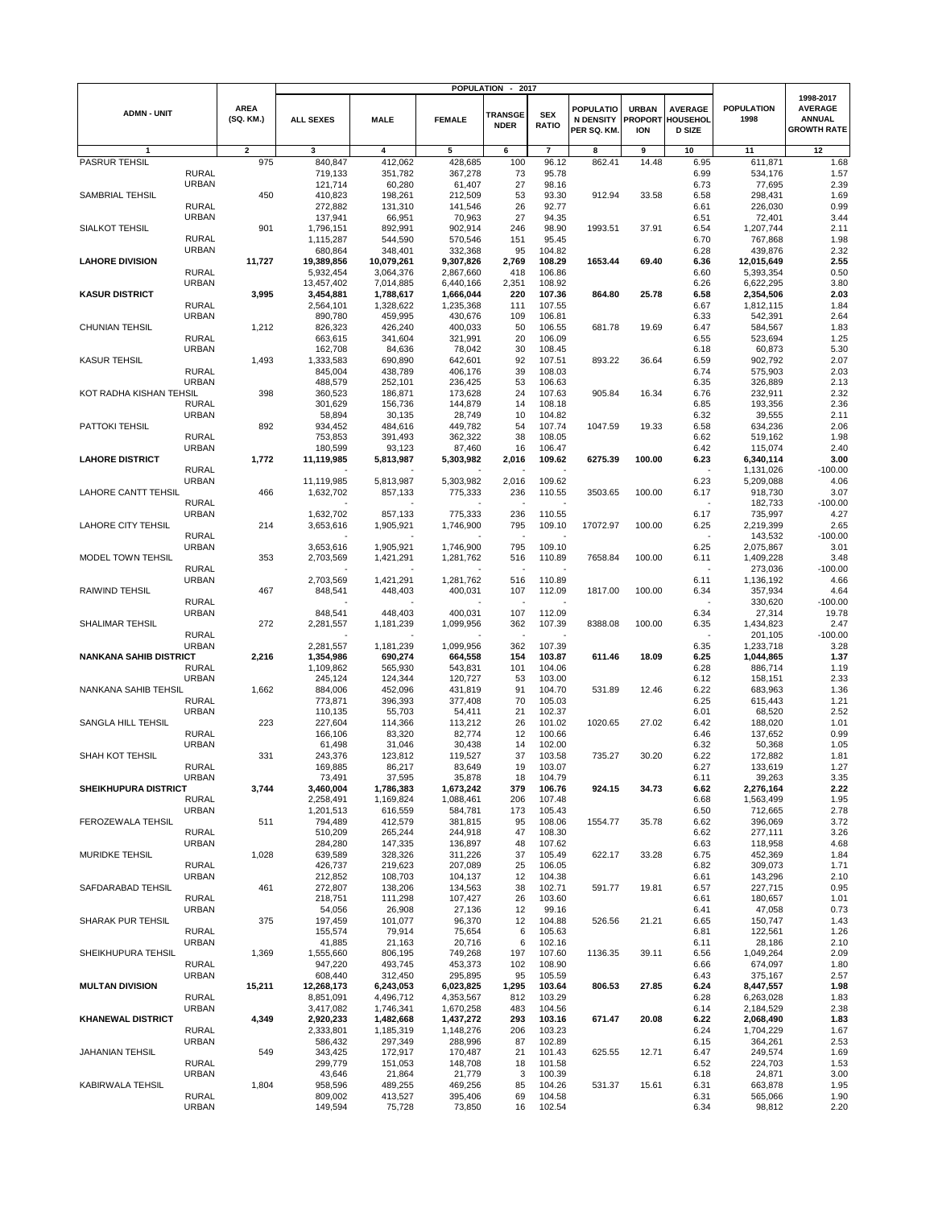| ADMN - UNIT | | AREA (SQ. KM.) | POPULATION - 2017 | | | | | | | | | POPULATION 1998 | 1998-2017 AVERAGE ANNUAL GROWTH RATE |
|---|---|---|---|---|---|---|---|---|---|---|---|---|---|
| | | | ALL SEXES | MALE | FEMALE | TRANSGENDER | SEX RATIO | POPULATION DENSITY PER SQ. KM. | URBAN PROPORTION | AVERAGE HOUSEHOLD SIZE | | | |
| 1 | | 2 | 3 | 4 | 5 | 6 | 7 | 8 | 9 | 10 | | 11 | 12 |
| PASRUR TEHSIL | | 975 | 840,847 | 412,062 | 428,685 | 100 | 96.12 | 862.41 | 14.48 | 6.95 | | 611,871 | 1.68 |
| | RURAL | | 719,133 | 351,782 | 367,278 | 73 | 95.78 | | | 6.99 | | 534,176 | 1.57 |
| | URBAN | | 121,714 | 60,280 | 61,407 | 27 | 98.16 | | | 6.73 | | 77,695 | 2.39 |
| SAMBRIAL TEHSIL | | 450 | 410,823 | 198,261 | 212,509 | 53 | 93.30 | 912.94 | 33.58 | 6.58 | | 298,431 | 1.69 |
| | RURAL | | 272,882 | 131,310 | 141,546 | 26 | 92.77 | | | 6.61 | | 226,030 | 0.99 |
| | URBAN | | 137,941 | 66,951 | 70,963 | 27 | 94.35 | | | 6.51 | | 72,401 | 3.44 |
| SIALKOT TEHSIL | | 901 | 1,796,151 | 892,991 | 902,914 | 246 | 98.90 | 1993.51 | 37.91 | 6.54 | | 1,207,744 | 2.11 |
| | RURAL | | 1,115,287 | 544,590 | 570,546 | 151 | 95.45 | | | 6.70 | | 767,868 | 1.98 |
| | URBAN | | 680,864 | 348,401 | 332,368 | 95 | 104.82 | | | 6.28 | | 439,876 | 2.32 |
| **LAHORE DIVISION** | | **11,727** | **19,389,856** | **10,079,261** | **9,307,826** | **2,769** | **108.29** | **1653.44** | **69.40** | **6.36** | | **12,015,649** | **2.55** |
| | RURAL | | 5,932,454 | 3,064,376 | 2,867,660 | 418 | 106.86 | | | 6.60 | | 5,393,354 | 0.50 |
| | URBAN | | 13,457,402 | 7,014,885 | 6,440,166 | 2,351 | 108.92 | | | 6.26 | | 6,622,295 | 3.80 |
| **KASUR DISTRICT** | | **3,995** | **3,454,881** | **1,788,617** | **1,666,044** | **220** | **107.36** | **864.80** | **25.78** | **6.58** | | **2,354,506** | **2.03** |
| | RURAL | | 2,564,101 | 1,328,622 | 1,235,368 | 111 | 107.55 | | | 6.67 | | 1,812,115 | 1.84 |
| | URBAN | | 890,780 | 459,995 | 430,676 | 109 | 106.81 | | | 6.33 | | 542,391 | 2.64 |
| CHUNIAN TEHSIL | | 1,212 | 826,323 | 426,240 | 400,033 | 50 | 106.55 | 681.78 | 19.69 | 6.47 | | 584,567 | 1.83 |
| | RURAL | | 663,615 | 341,604 | 321,991 | 20 | 106.09 | | | 6.55 | | 523,694 | 1.25 |
| | URBAN | | 162,708 | 84,636 | 78,042 | 30 | 108.45 | | | 6.18 | | 60,873 | 5.30 |
| KASUR TEHSIL | | 1,493 | 1,333,583 | 690,890 | 642,601 | 92 | 107.51 | 893.22 | 36.64 | 6.59 | | 902,792 | 2.07 |
| | RURAL | | 845,004 | 438,789 | 406,176 | 39 | 108.03 | | | 6.74 | | 575,903 | 2.03 |
| | URBAN | | 488,579 | 252,101 | 236,425 | 53 | 106.63 | | | 6.35 | | 326,889 | 2.13 |
| KOT RADHA KISHAN TEHSIL | | 398 | 360,523 | 186,871 | 173,628 | 24 | 107.63 | 905.84 | 16.34 | 6.76 | | 232,911 | 2.32 |
| | RURAL | | 301,629 | 156,736 | 144,879 | 14 | 108.18 | | | 6.85 | | 193,356 | 2.36 |
| | URBAN | | 58,894 | 30,135 | 28,749 | 10 | 104.82 | | | 6.32 | | 39,555 | 2.11 |
| PATTOKI TEHSIL | | 892 | 934,452 | 484,616 | 449,782 | 54 | 107.74 | 1047.59 | 19.33 | 6.58 | | 634,236 | 2.06 |
| | RURAL | | 753,853 | 391,493 | 362,322 | 38 | 108.05 | | | 6.62 | | 519,162 | 1.98 |
| | URBAN | | 180,599 | 93,123 | 87,460 | 16 | 106.47 | | | 6.42 | | 115,074 | 2.40 |
| **LAHORE DISTRICT** | | **1,772** | **11,119,985** | **5,813,987** | **5,303,982** | **2,016** | **109.62** | **6275.39** | **100.00** | **6.23** | | **6,340,114** | **3.00** |
| | RURAL | | - | - | - | - | - | | | - | | 1,131,026 | -100.00 |
| | URBAN | | 11,119,985 | 5,813,987 | 5,303,982 | 2,016 | 109.62 | | | 6.23 | | 5,209,088 | 4.06 |
| LAHORE CANTT TEHSIL | | 466 | 1,632,702 | 857,133 | 775,333 | 236 | 110.55 | 3503.65 | 100.00 | 6.17 | | 918,730 | 3.07 |
| | RURAL | | - | - | - | - | - | | | - | | 182,733 | -100.00 |
| | URBAN | | 1,632,702 | 857,133 | 775,333 | 236 | 110.55 | | | 6.17 | | 735,997 | 4.27 |
| LAHORE CITY TEHSIL | | 214 | 3,653,616 | 1,905,921 | 1,746,900 | 795 | 109.10 | 17072.97 | 100.00 | 6.25 | | 2,219,399 | 2.65 |
| | RURAL | | - | - | - | - | - | | | - | | 143,532 | -100.00 |
| | URBAN | | 3,653,616 | 1,905,921 | 1,746,900 | 795 | 109.10 | | | 6.25 | | 2,075,867 | 3.01 |
| MODEL TOWN TEHSIL | | 353 | 2,703,569 | 1,421,291 | 1,281,762 | 516 | 110.89 | 7658.84 | 100.00 | 6.11 | | 1,409,228 | 3.48 |
| | RURAL | | - | - | - | - | - | | | - | | 273,036 | -100.00 |
| | URBAN | | 2,703,569 | 1,421,291 | 1,281,762 | 516 | 110.89 | | | 6.11 | | 1,136,192 | 4.66 |
| RAIWIND TEHSIL | | 467 | 848,541 | 448,403 | 400,031 | 107 | 112.09 | 1817.00 | 100.00 | 6.34 | | 357,934 | 4.64 |
| | RURAL | | - | - | - | - | - | | | - | | 330,620 | -100.00 |
| | URBAN | | 848,541 | 448,403 | 400,031 | 107 | 112.09 | | | 6.34 | | 27,314 | 19.78 |
| SHALIMAR TEHSIL | | 272 | 2,281,557 | 1,181,239 | 1,099,956 | 362 | 107.39 | 8388.08 | 100.00 | 6.35 | | 1,434,823 | 2.47 |
| | RURAL | | - | - | - | - | - | | | - | | 201,105 | -100.00 |
| | URBAN | | 2,281,557 | 1,181,239 | 1,099,956 | 362 | 107.39 | | | 6.35 | | 1,233,718 | 3.28 |
| **NANKANA SAHIB DISTRICT** | | **2,216** | **1,354,986** | **690,274** | **664,558** | **154** | **103.87** | **611.46** | **18.09** | **6.25** | | **1,044,865** | **1.37** |
| | RURAL | | 1,109,862 | 565,930 | 543,831 | 101 | 104.06 | | | 6.28 | | 886,714 | 1.19 |
| | URBAN | | 245,124 | 124,344 | 120,727 | 53 | 103.00 | | | 6.12 | | 158,151 | 2.33 |
| NANKANA SAHIB TEHSIL | | 1,662 | 884,006 | 452,096 | 431,819 | 91 | 104.70 | 531.89 | 12.46 | 6.22 | | 683,963 | 1.36 |
| | RURAL | | 773,871 | 396,393 | 377,408 | 70 | 105.03 | | | 6.25 | | 615,443 | 1.21 |
| | URBAN | | 110,135 | 55,703 | 54,411 | 21 | 102.37 | | | 6.01 | | 68,520 | 2.52 |
| SANGLA HILL TEHSIL | | 223 | 227,604 | 114,366 | 113,212 | 26 | 101.02 | 1020.65 | 27.02 | 6.42 | | 188,020 | 1.01 |
| | RURAL | | 166,106 | 83,320 | 82,774 | 12 | 100.66 | | | 6.46 | | 137,652 | 0.99 |
| | URBAN | | 61,498 | 31,046 | 30,438 | 14 | 102.00 | | | 6.32 | | 50,368 | 1.05 |
| SHAH KOT TEHSIL | | 331 | 243,376 | 123,812 | 119,527 | 37 | 103.58 | 735.27 | 30.20 | 6.22 | | 172,882 | 1.81 |
| | RURAL | | 169,885 | 86,217 | 83,649 | 19 | 103.07 | | | 6.27 | | 133,619 | 1.27 |
| | URBAN | | 73,491 | 37,595 | 35,878 | 18 | 104.79 | | | 6.11 | | 39,263 | 3.35 |
| **SHEIKHUPURA DISTRICT** | | **3,744** | **3,460,004** | **1,786,383** | **1,673,242** | **379** | **106.76** | **924.15** | **34.73** | **6.62** | | **2,276,164** | **2.22** |
| | RURAL | | 2,258,491 | 1,169,824 | 1,088,461 | 206 | 107.48 | | | 6.68 | | 1,563,499 | 1.95 |
| | URBAN | | 1,201,513 | 616,559 | 584,781 | 173 | 105.43 | | | 6.50 | | 712,665 | 2.78 |
| FEROZEWALA TEHSIL | | 511 | 794,489 | 412,579 | 381,815 | 95 | 108.06 | 1554.77 | 35.78 | 6.62 | | 396,069 | 3.72 |
| | RURAL | | 510,209 | 265,244 | 244,918 | 47 | 108.30 | | | 6.62 | | 277,111 | 3.26 |
| | URBAN | | 284,280 | 147,335 | 136,897 | 48 | 107.62 | | | 6.63 | | 118,958 | 4.68 |
| MURIDKE TEHSIL | | 1,028 | 639,589 | 328,326 | 311,226 | 37 | 105.49 | 622.17 | 33.28 | 6.75 | | 452,369 | 1.84 |
| | RURAL | | 426,737 | 219,623 | 207,089 | 25 | 106.05 | | | 6.82 | | 309,073 | 1.71 |
| | URBAN | | 212,852 | 108,703 | 104,137 | 12 | 104.38 | | | 6.61 | | 143,296 | 2.10 |
| SAFDARABAD TEHSIL | | 461 | 272,807 | 138,206 | 134,563 | 38 | 102.71 | 591.77 | 19.81 | 6.57 | | 227,715 | 0.95 |
| | RURAL | | 218,751 | 111,298 | 107,427 | 26 | 103.60 | | | 6.61 | | 180,657 | 1.01 |
| | URBAN | | 54,056 | 26,908 | 27,136 | 12 | 99.16 | | | 6.41 | | 47,058 | 0.73 |
| SHARAK PUR TEHSIL | | 375 | 197,459 | 101,077 | 96,370 | 12 | 104.88 | 526.56 | 21.21 | 6.65 | | 150,747 | 1.43 |
| | RURAL | | 155,574 | 79,914 | 75,654 | 6 | 105.63 | | | 6.81 | | 122,561 | 1.26 |
| | URBAN | | 41,885 | 21,163 | 20,716 | 6 | 102.16 | | | 6.11 | | 28,186 | 2.10 |
| SHEIKHUPURA TEHSIL | | 1,369 | 1,555,660 | 806,195 | 749,268 | 197 | 107.60 | 1136.35 | 39.11 | 6.56 | | 1,049,264 | 2.09 |
| | RURAL | | 947,220 | 493,745 | 453,373 | 102 | 108.90 | | | 6.66 | | 674,097 | 1.80 |
| | URBAN | | 608,440 | 312,450 | 295,895 | 95 | 105.59 | | | 6.43 | | 375,167 | 2.57 |
| **MULTAN DIVISION** | | **15,211** | **12,268,173** | **6,243,053** | **6,023,825** | **1,295** | **103.64** | **806.53** | **27.85** | **6.24** | | **8,447,557** | **1.98** |
| | RURAL | | 8,851,091 | 4,496,712 | 4,353,567 | 812 | 103.29 | | | 6.28 | | 6,263,028 | 1.83 |
| | URBAN | | 3,417,082 | 1,746,341 | 1,670,258 | 483 | 104.56 | | | 6.14 | | 2,184,529 | 2.38 |
| **KHANEWAL DISTRICT** | | **4,349** | **2,920,233** | **1,482,668** | **1,437,272** | **293** | **103.16** | **671.47** | **20.08** | **6.22** | | **2,068,490** | **1.83** |
| | RURAL | | 2,333,801 | 1,185,319 | 1,148,276 | 206 | 103.23 | | | 6.24 | | 1,704,229 | 1.67 |
| | URBAN | | 586,432 | 297,349 | 288,996 | 87 | 102.89 | | | 6.15 | | 364,261 | 2.53 |
| JAHANIAN TEHSIL | | 549 | 343,425 | 172,917 | 170,487 | 21 | 101.43 | 625.55 | 12.71 | 6.47 | | 249,574 | 1.69 |
| | RURAL | | 299,779 | 151,053 | 148,708 | 18 | 101.58 | | | 6.52 | | 224,703 | 1.53 |
| | URBAN | | 43,646 | 21,864 | 21,779 | 3 | 100.39 | | | 6.18 | | 24,871 | 3.00 |
| KABIRWALA TEHSIL | | 1,804 | 958,596 | 489,255 | 469,256 | 85 | 104.26 | 531.37 | 15.61 | 6.31 | | 663,878 | 1.95 |
| | RURAL | | 809,002 | 413,527 | 395,406 | 69 | 104.58 | | | 6.31 | | 565,066 | 1.90 |
| | URBAN | | 149,594 | 75,728 | 73,850 | 16 | 102.54 | | | 6.34 | | 98,812 | 2.20 |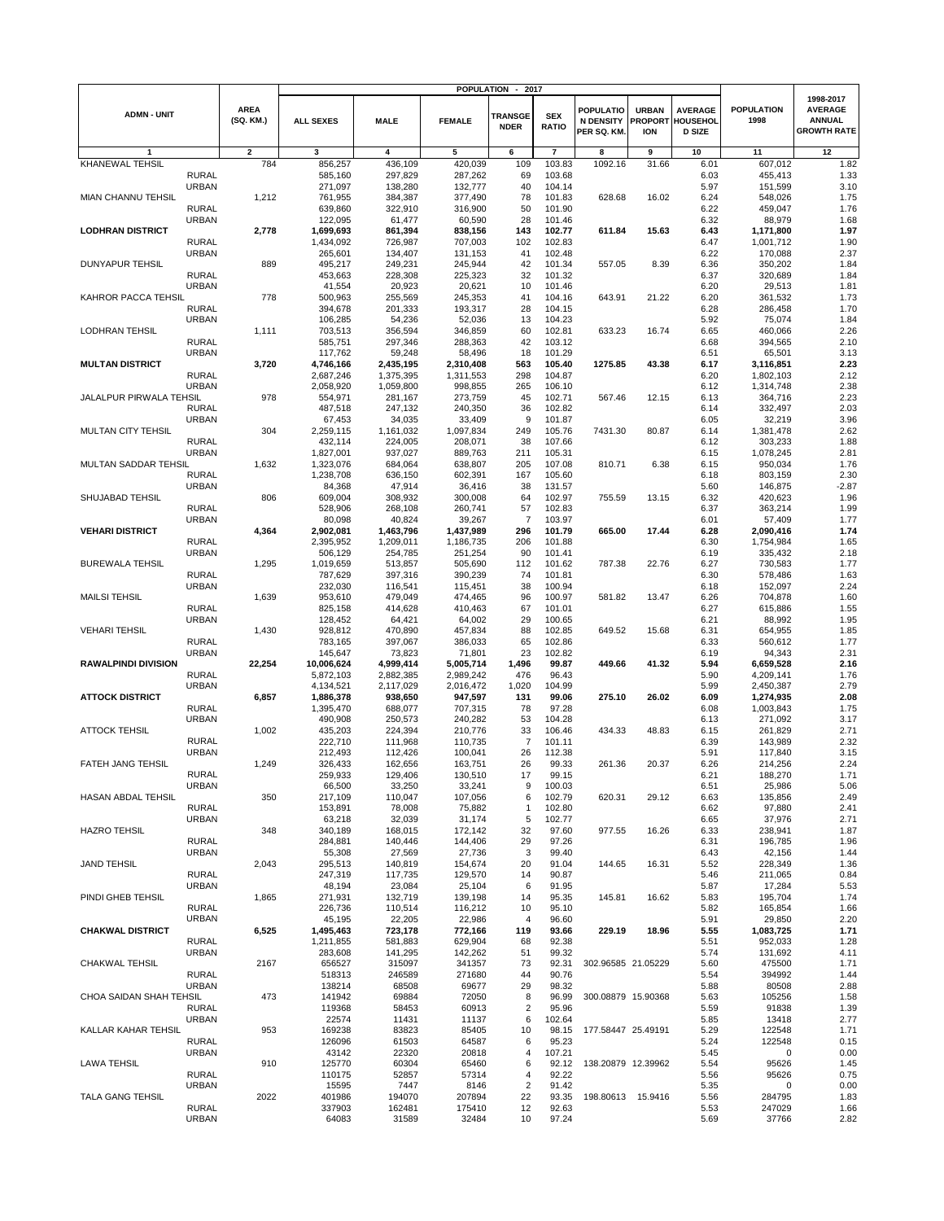| ADMN - UNIT | | AREA (SQ. KM.) | POPULATION - 2017 | | | | | | | | | POPULATION 1998 | 1998-2017 AVERAGE ANNUAL GROWTH RATE |
|---|---|---|---|---|---|---|---|---|---|---|---|---|---|
| | | | ALL SEXES | MALE | FEMALE | TRANSGENDER | SEX RATIO | POPULATION DENSITY PER SQ. KM. | URBAN PROPORTION | AVERAGE HOUSEHOLD SIZE | | |
| 1 | | 2 | 3 | 4 | 5 | 6 | 7 | 8 | 9 | 10 | 11 | 12 |
| KHANEWAL TEHSIL | | 784 | 856,257 | 436,109 | 420,039 | 109 | 103.83 | 1092.16 | 31.66 | 6.01 | 607,012 | 1.82 |
| | RURAL | | 585,160 | 297,829 | 287,262 | 69 | 103.68 | | | 6.03 | 455,413 | 1.33 |
| | URBAN | | 271,097 | 138,280 | 132,777 | 40 | 104.14 | | | 5.97 | 151,599 | 3.10 |
| MIAN CHANNU TEHSIL | | 1,212 | 761,955 | 384,387 | 377,490 | 78 | 101.83 | 628.68 | 16.02 | 6.24 | 548,026 | 1.75 |
| | RURAL | | 639,860 | 322,910 | 316,900 | 50 | 101.90 | | | 6.22 | 459,047 | 1.76 |
| | URBAN | | 122,095 | 61,477 | 60,590 | 28 | 101.46 | | | 6.32 | 88,979 | 1.68 |
| **LODHRAN DISTRICT** | | **2,778** | **1,699,693** | **861,394** | **838,156** | **143** | **102.77** | **611.84** | **15.63** | **6.43** | **1,171,800** | **1.97** |
| | RURAL | | 1,434,092 | 726,987 | 707,003 | 102 | 102.83 | | | 6.47 | 1,001,712 | 1.90 |
| | URBAN | | 265,601 | 134,407 | 131,153 | 41 | 102.48 | | | 6.22 | 170,088 | 2.37 |
| DUNYAPUR TEHSIL | | 889 | 495,217 | 249,231 | 245,944 | 42 | 101.34 | 557.05 | 8.39 | 6.36 | 350,202 | 1.84 |
| | RURAL | | 453,663 | 228,308 | 225,323 | 32 | 101.32 | | | 6.37 | 320,689 | 1.84 |
| | URBAN | | 41,554 | 20,923 | 20,621 | 10 | 101.46 | | | 6.20 | 29,513 | 1.81 |
| KAHROR PACCA TEHSIL | | 778 | 500,963 | 255,569 | 245,353 | 41 | 104.16 | 643.91 | 21.22 | 6.20 | 361,532 | 1.73 |
| | RURAL | | 394,678 | 201,333 | 193,317 | 28 | 104.15 | | | 6.28 | 286,458 | 1.70 |
| | URBAN | | 106,285 | 54,236 | 52,036 | 13 | 104.23 | | | 5.92 | 75,074 | 1.84 |
| LODHRAN TEHSIL | | 1,111 | 703,513 | 356,594 | 346,859 | 60 | 102.81 | 633.23 | 16.74 | 6.65 | 460,066 | 2.26 |
| | RURAL | | 585,751 | 297,346 | 288,363 | 42 | 103.12 | | | 6.68 | 394,565 | 2.10 |
| | URBAN | | 117,762 | 59,248 | 58,496 | 18 | 101.29 | | | 6.51 | 65,501 | 3.13 |
| **MULTAN DISTRICT** | | **3,720** | **4,746,166** | **2,435,195** | **2,310,408** | **563** | **105.40** | **1275.85** | **43.38** | **6.17** | **3,116,851** | **2.23** |
| | RURAL | | 2,687,246 | 1,375,395 | 1,311,553 | 298 | 104.87 | | | 6.20 | 1,802,103 | 2.12 |
| | URBAN | | 2,058,920 | 1,059,800 | 998,855 | 265 | 106.10 | | | 6.12 | 1,314,748 | 2.38 |
| JALALPUR PIRWALA TEHSIL | | 978 | 554,971 | 281,167 | 273,759 | 45 | 102.71 | 567.46 | 12.15 | 6.13 | 364,716 | 2.23 |
| | RURAL | | 487,518 | 247,132 | 240,350 | 36 | 102.82 | | | 6.14 | 332,497 | 2.03 |
| | URBAN | | 67,453 | 34,035 | 33,409 | 9 | 101.87 | | | 6.05 | 32,219 | 3.96 |
| MULTAN CITY TEHSIL | | 304 | 2,259,115 | 1,161,032 | 1,097,834 | 249 | 105.76 | 7431.30 | 80.87 | 6.14 | 1,381,478 | 2.62 |
| | RURAL | | 432,114 | 224,005 | 208,071 | 38 | 107.66 | | | 6.12 | 303,233 | 1.88 |
| | URBAN | | 1,827,001 | 937,027 | 889,763 | 211 | 105.31 | | | 6.15 | 1,078,245 | 2.81 |
| MULTAN SADDAR TEHSIL | | 1,632 | 1,323,076 | 684,064 | 638,807 | 205 | 107.08 | 810.71 | 6.38 | 6.15 | 950,034 | 1.76 |
| | RURAL | | 1,238,708 | 636,150 | 602,391 | 167 | 105.60 | | | 6.18 | 803,159 | 2.30 |
| | URBAN | | 84,368 | 47,914 | 36,416 | 38 | 131.57 | | | 5.60 | 146,875 | -2.87 |
| SHUJABAD TEHSIL | | 806 | 609,004 | 308,932 | 300,008 | 64 | 102.97 | 755.59 | 13.15 | 6.32 | 420,623 | 1.96 |
| | RURAL | | 528,906 | 268,108 | 260,741 | 57 | 102.83 | | | 6.37 | 363,214 | 1.99 |
| | URBAN | | 80,098 | 40,824 | 39,267 | 7 | 103.97 | | | 6.01 | 57,409 | 1.77 |
| **VEHARI DISTRICT** | | **4,364** | **2,902,081** | **1,463,796** | **1,437,989** | **296** | **101.79** | **665.00** | **17.44** | **6.28** | **2,090,416** | **1.74** |
| | RURAL | | 2,395,952 | 1,209,011 | 1,186,735 | 206 | 101.88 | | | 6.30 | 1,754,984 | 1.65 |
| | URBAN | | 506,129 | 254,785 | 251,254 | 90 | 101.41 | | | 6.19 | 335,432 | 2.18 |
| BUREWALA TEHSIL | | 1,295 | 1,019,659 | 513,857 | 505,690 | 112 | 101.62 | 787.38 | 22.76 | 6.27 | 730,583 | 1.77 |
| | RURAL | | 787,629 | 397,316 | 390,239 | 74 | 101.81 | | | 6.30 | 578,486 | 1.63 |
| | URBAN | | 232,030 | 116,541 | 115,451 | 38 | 100.94 | | | 6.18 | 152,097 | 2.24 |
| MAILSI TEHSIL | | 1,639 | 953,610 | 479,049 | 474,465 | 96 | 100.97 | 581.82 | 13.47 | 6.26 | 704,878 | 1.60 |
| | RURAL | | 825,158 | 414,628 | 410,463 | 67 | 101.01 | | | 6.27 | 615,886 | 1.55 |
| | URBAN | | 128,452 | 64,421 | 64,002 | 29 | 100.65 | | | 6.21 | 88,992 | 1.95 |
| VEHARI TEHSIL | | 1,430 | 928,812 | 470,890 | 457,834 | 88 | 102.85 | 649.52 | 15.68 | 6.31 | 654,955 | 1.85 |
| | RURAL | | 783,165 | 397,067 | 386,033 | 65 | 102.86 | | | 6.33 | 560,612 | 1.77 |
| | URBAN | | 145,647 | 73,823 | 71,801 | 23 | 102.82 | | | 6.19 | 94,343 | 2.31 |
| **RAWALPINDI DIVISION** | | **22,254** | **10,006,624** | **4,999,414** | **5,005,714** | **1,496** | **99.87** | **449.66** | **41.32** | **5.94** | **6,659,528** | **2.16** |
| | RURAL | | 5,872,103 | 2,882,385 | 2,989,242 | 476 | 96.43 | | | 5.90 | 4,209,141 | 1.76 |
| | URBAN | | 4,134,521 | 2,117,029 | 2,016,472 | 1,020 | 104.99 | | | 5.99 | 2,450,387 | 2.79 |
| **ATTOCK DISTRICT** | | **6,857** | **1,886,378** | **938,650** | **947,597** | **131** | **99.06** | **275.10** | **26.02** | **6.09** | **1,274,935** | **2.08** |
| | RURAL | | 1,395,470 | 688,077 | 707,315 | 78 | 97.28 | | | 6.08 | 1,003,843 | 1.75 |
| | URBAN | | 490,908 | 250,573 | 240,282 | 53 | 104.28 | | | 6.13 | 271,092 | 3.17 |
| ATTOCK TEHSIL | | 1,002 | 435,203 | 224,394 | 210,776 | 33 | 106.46 | 434.33 | 48.83 | 6.15 | 261,829 | 2.71 |
| | RURAL | | 222,710 | 111,968 | 110,735 | 7 | 101.11 | | | 6.39 | 143,989 | 2.32 |
| | URBAN | | 212,493 | 112,426 | 100,041 | 26 | 112.38 | | | 5.91 | 117,840 | 3.15 |
| FATEH JANG TEHSIL | | 1,249 | 326,433 | 162,656 | 163,751 | 26 | 99.33 | 261.36 | 20.37 | 6.26 | 214,256 | 2.24 |
| | RURAL | | 259,933 | 129,406 | 130,510 | 17 | 99.15 | | | 6.21 | 188,270 | 1.71 |
| | URBAN | | 66,500 | 33,250 | 33,241 | 9 | 100.03 | | | 6.51 | 25,986 | 5.06 |
| HASAN ABDAL TEHSIL | | 350 | 217,109 | 110,047 | 107,056 | 6 | 102.79 | 620.31 | 29.12 | 6.63 | 135,856 | 2.49 |
| | RURAL | | 153,891 | 78,008 | 75,882 | 1 | 102.80 | | | 6.62 | 97,880 | 2.41 |
| | URBAN | | 63,218 | 32,039 | 31,174 | 5 | 102.77 | | | 6.65 | 37,976 | 2.71 |
| HAZRO TEHSIL | | 348 | 340,189 | 168,015 | 172,142 | 32 | 97.60 | 977.55 | 16.26 | 6.33 | 238,941 | 1.87 |
| | RURAL | | 284,881 | 140,446 | 144,406 | 29 | 97.26 | | | 6.31 | 196,785 | 1.96 |
| | URBAN | | 55,308 | 27,569 | 27,736 | 3 | 99.40 | | | 6.43 | 42,156 | 1.44 |
| JAND TEHSIL | | 2,043 | 295,513 | 140,819 | 154,674 | 20 | 91.04 | 144.65 | 16.31 | 5.52 | 228,349 | 1.36 |
| | RURAL | | 247,319 | 117,735 | 129,570 | 14 | 90.87 | | | 5.46 | 211,065 | 0.84 |
| | URBAN | | 48,194 | 23,084 | 25,104 | 6 | 91.95 | | | 5.87 | 17,284 | 5.53 |
| PINDI GHEB TEHSIL | | 1,865 | 271,931 | 132,719 | 139,198 | 14 | 95.35 | 145.81 | 16.62 | 5.83 | 195,704 | 1.74 |
| | RURAL | | 226,736 | 110,514 | 116,212 | 10 | 95.10 | | | 5.82 | 165,854 | 1.66 |
| | URBAN | | 45,195 | 22,205 | 22,986 | 4 | 96.60 | | | 5.91 | 29,850 | 2.20 |
| **CHAKWAL DISTRICT** | | **6,525** | **1,495,463** | **723,178** | **772,166** | **119** | **93.66** | **229.19** | **18.96** | **5.55** | **1,083,725** | **1.71** |
| | RURAL | | 1,211,855 | 581,883 | 629,904 | 68 | 92.38 | | | 5.51 | 952,033 | 1.28 |
| | URBAN | | 283,608 | 141,295 | 142,262 | 51 | 99.32 | | | 5.74 | 131,692 | 4.11 |
| CHAKWAL TEHSIL | | 2167 | 656527 | 315097 | 341357 | 73 | 92.31 | 302.96585 | 21.05229 | 5.60 | 475500 | 1.71 |
| | RURAL | | 518313 | 246589 | 271680 | 44 | 90.76 | | | 5.54 | 394992 | 1.44 |
| | URBAN | | 138214 | 68508 | 69677 | 29 | 98.32 | | | 5.88 | 80508 | 2.88 |
| CHOA SAIDAN SHAH TEHSIL | | 473 | 141942 | 69884 | 72050 | 8 | 96.99 | 300.08879 | 15.90368 | 5.63 | 105256 | 1.58 |
| | RURAL | | 119368 | 58453 | 60913 | 2 | 95.96 | | | 5.59 | 91838 | 1.39 |
| | URBAN | | 22574 | 11431 | 11137 | 6 | 102.64 | | | 5.85 | 13418 | 2.77 |
| KALLAR KAHAR TEHSIL | | 953 | 169238 | 83823 | 85405 | 10 | 98.15 | 177.58447 | 25.49191 | 5.29 | 122548 | 1.71 |
| | RURAL | | 126096 | 61503 | 64587 | 6 | 95.23 | | | 5.24 | 122548 | 0.15 |
| | URBAN | | 43142 | 22320 | 20818 | 4 | 107.21 | | | 5.45 | 0 | 0.00 |
| LAWA TEHSIL | | 910 | 125770 | 60304 | 65460 | 6 | 92.12 | 138.20879 | 12.39962 | 5.54 | 95626 | 1.45 |
| | RURAL | | 110175 | 52857 | 57314 | 4 | 92.22 | | | 5.56 | 95626 | 0.75 |
| | URBAN | | 15595 | 7447 | 8146 | 2 | 91.42 | | | 5.35 | 0 | 0.00 |
| TALA GANG TEHSIL | | 2022 | 401986 | 194070 | 207894 | 22 | 93.35 | 198.80613 | 15.9416 | 5.56 | 284795 | 1.83 |
| | RURAL | | 337903 | 162481 | 175410 | 12 | 92.63 | | | 5.53 | 247029 | 1.66 |
| | URBAN | | 64083 | 31589 | 32484 | 10 | 97.24 | | | 5.69 | 37766 | 2.82 |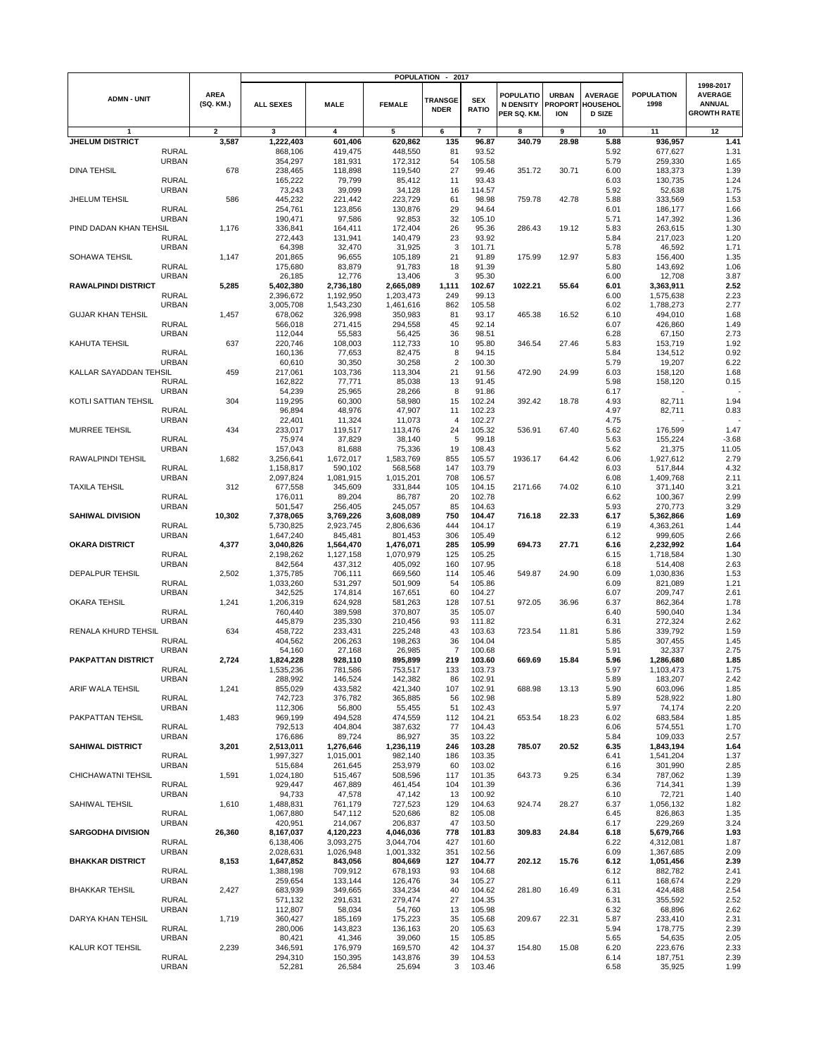| ADMN - UNIT | | AREA (SQ. KM.) | POPULATION - 2017 | | | | | | | | | POPULATION 1998 | 1998-2017 AVERAGE ANNUAL GROWTH RATE |
|---|---|---|---|---|---|---|---|---|---|---|---|---|---|
| | | | ALL SEXES | MALE | FEMALE | TRANSGENDER | SEX RATIO | POPULATION DENSITY PER SQ. KM. | URBAN PROPORTION | AVERAGE HOUSEHOLD SIZE | | | |
| 1 | | 2 | 3 | 4 | 5 | 6 | 7 | 8 | 9 | 10 | | 11 | 12 |
| **JHELUM DISTRICT** | | **3,587** | **1,222,403** | **601,406** | **620,862** | **135** | **96.87** | **340.79** | **28.98** | **5.88** | | **936,957** | **1.41** |
| | RURAL | | 868,106 | 419,475 | 448,550 | 81 | 93.52 | | | 5.92 | | 677,627 | 1.31 |
| | URBAN | | 354,297 | 181,931 | 172,312 | 54 | 105.58 | | | 5.79 | | 259,330 | 1.65 |
| DINA TEHSIL | | 678 | 238,465 | 118,898 | 119,540 | 27 | 99.46 | 351.72 | 30.71 | 6.00 | | 183,373 | 1.39 |
| | RURAL | | 165,222 | 79,799 | 85,412 | 11 | 93.43 | | | 6.03 | | 130,735 | 1.24 |
| | URBAN | | 73,243 | 39,099 | 34,128 | 16 | 114.57 | | | 5.92 | | 52,638 | 1.75 |
| JHELUM TEHSIL | | 586 | 445,232 | 221,442 | 223,729 | 61 | 98.98 | 759.78 | 42.78 | 5.88 | | 333,569 | 1.53 |
| | RURAL | | 254,761 | 123,856 | 130,876 | 29 | 94.64 | | | 6.01 | | 186,177 | 1.66 |
| | URBAN | | 190,471 | 97,586 | 92,853 | 32 | 105.10 | | | 5.71 | | 147,392 | 1.36 |
| PIND DADAN KHAN TEHSIL | | 1,176 | 336,841 | 164,411 | 172,404 | 26 | 95.36 | 286.43 | 19.12 | 5.83 | | 263,615 | 1.30 |
| | RURAL | | 272,443 | 131,941 | 140,479 | 23 | 93.92 | | | 5.84 | | 217,023 | 1.20 |
| | URBAN | | 64,398 | 32,470 | 31,925 | 3 | 101.71 | | | 5.78 | | 46,592 | 1.71 |
| SOHAWA TEHSIL | | 1,147 | 201,865 | 96,655 | 105,189 | 21 | 91.89 | 175.99 | 12.97 | 5.83 | | 156,400 | 1.35 |
| | RURAL | | 175,680 | 83,879 | 91,783 | 18 | 91.39 | | | 5.80 | | 143,692 | 1.06 |
| | URBAN | | 26,185 | 12,776 | 13,406 | 3 | 95.30 | | | 6.00 | | 12,708 | 3.87 |
| **RAWALPINDI DISTRICT** | | **5,285** | **5,402,380** | **2,736,180** | **2,665,089** | **1,111** | **102.67** | **1022.21** | **55.64** | **6.01** | | **3,363,911** | **2.52** |
| | RURAL | | 2,396,672 | 1,192,950 | 1,203,473 | 249 | 99.13 | | | 6.00 | | 1,575,638 | 2.23 |
| | URBAN | | 3,005,708 | 1,543,230 | 1,461,616 | 862 | 105.58 | | | 6.02 | | 1,788,273 | 2.77 |
| GUJAR KHAN TEHSIL | | 1,457 | 678,062 | 326,998 | 350,983 | 81 | 93.17 | 465.38 | 16.52 | 6.10 | | 494,010 | 1.68 |
| | RURAL | | 566,018 | 271,415 | 294,558 | 45 | 92.14 | | | 6.07 | | 426,860 | 1.49 |
| | URBAN | | 112,044 | 55,583 | 56,425 | 36 | 98.51 | | | 6.28 | | 67,150 | 2.73 |
| KAHUTA TEHSIL | | 637 | 220,746 | 108,003 | 112,733 | 10 | 95.80 | 346.54 | 27.46 | 5.83 | | 153,719 | 1.92 |
| | RURAL | | 160,136 | 77,653 | 82,475 | 8 | 94.15 | | | 5.84 | | 134,512 | 0.92 |
| | URBAN | | 60,610 | 30,350 | 30,258 | 2 | 100.30 | | | 5.79 | | 19,207 | 6.22 |
| KALLAR SAYADDAN TEHSIL | | 459 | 217,061 | 103,736 | 113,304 | 21 | 91.56 | 472.90 | 24.99 | 6.03 | | 158,120 | 1.68 |
| | RURAL | | 162,822 | 77,771 | 85,038 | 13 | 91.45 | | | 5.98 | | 158,120 | 0.15 |
| | URBAN | | 54,239 | 25,965 | 28,266 | 8 | 91.86 | | | 6.17 | | - | - |
| KOTLI SATTIAN TEHSIL | | 304 | 119,295 | 60,300 | 58,980 | 15 | 102.24 | 392.42 | 18.78 | 4.93 | | 82,711 | 1.94 |
| | RURAL | | 96,894 | 48,976 | 47,907 | 11 | 102.23 | | | 4.97 | | 82,711 | 0.83 |
| | URBAN | | 22,401 | 11,324 | 11,073 | 4 | 102.27 | | | 4.75 | | - | - |
| MURREE TEHSIL | | 434 | 233,017 | 119,517 | 113,476 | 24 | 105.32 | 536.91 | 67.40 | 5.62 | | 176,599 | 1.47 |
| | RURAL | | 75,974 | 37,829 | 38,140 | 5 | 99.18 | | | 5.63 | | 155,224 | -3.68 |
| | URBAN | | 157,043 | 81,688 | 75,336 | 19 | 108.43 | | | 5.62 | | 21,375 | 11.05 |
| RAWALPINDI TEHSIL | | 1,682 | 3,256,641 | 1,672,017 | 1,583,769 | 855 | 105.57 | 1936.17 | 64.42 | 6.06 | | 1,927,612 | 2.79 |
| | RURAL | | 1,158,817 | 590,102 | 568,568 | 147 | 103.79 | | | 6.03 | | 517,844 | 4.32 |
| | URBAN | | 2,097,824 | 1,081,915 | 1,015,201 | 708 | 106.57 | | | 6.08 | | 1,409,768 | 2.11 |
| TAXILA TEHSIL | | 312 | 677,558 | 345,609 | 331,844 | 105 | 104.15 | 2171.66 | 74.02 | 6.10 | | 371,140 | 3.21 |
| | RURAL | | 176,011 | 89,204 | 86,787 | 20 | 102.78 | | | 6.62 | | 100,367 | 2.99 |
| | URBAN | | 501,547 | 256,405 | 245,057 | 85 | 104.63 | | | 5.93 | | 270,773 | 3.29 |
| **SAHIWAL DIVISION** | | **10,302** | **7,378,065** | **3,769,226** | **3,608,089** | **750** | **104.47** | **716.18** | **22.33** | **6.17** | | **5,362,866** | **1.69** |
| | RURAL | | 5,730,825 | 2,923,745 | 2,806,636 | 444 | 104.17 | | | 6.19 | | 4,363,261 | 1.44 |
| | URBAN | | 1,647,240 | 845,481 | 801,453 | 306 | 105.49 | | | 6.12 | | 999,605 | 2.66 |
| **OKARA DISTRICT** | | **4,377** | **3,040,826** | **1,564,470** | **1,476,071** | **285** | **105.99** | **694.73** | **27.71** | **6.16** | | **2,232,992** | **1.64** |
| | RURAL | | 2,198,262 | 1,127,158 | 1,070,979 | 125 | 105.25 | | | 6.15 | | 1,718,584 | 1.30 |
| | URBAN | | 842,564 | 437,312 | 405,092 | 160 | 107.95 | | | 6.18 | | 514,408 | 2.63 |
| DEPALPUR TEHSIL | | 2,502 | 1,375,785 | 706,111 | 669,560 | 114 | 105.46 | 549.87 | 24.90 | 6.09 | | 1,030,836 | 1.53 |
| | RURAL | | 1,033,260 | 531,297 | 501,909 | 54 | 105.86 | | | 6.09 | | 821,089 | 1.21 |
| | URBAN | | 342,525 | 174,814 | 167,651 | 60 | 104.27 | | | 6.07 | | 209,747 | 2.61 |
| OKARA TEHSIL | | 1,241 | 1,206,319 | 624,928 | 581,263 | 128 | 107.51 | 972.05 | 36.96 | 6.37 | | 862,364 | 1.78 |
| | RURAL | | 760,440 | 389,598 | 370,807 | 35 | 105.07 | | | 6.40 | | 590,040 | 1.34 |
| | URBAN | | 445,879 | 235,330 | 210,456 | 93 | 111.82 | | | 6.31 | | 272,324 | 2.62 |
| RENALA KHURD TEHSIL | | 634 | 458,722 | 233,431 | 225,248 | 43 | 103.63 | 723.54 | 11.81 | 5.86 | | 339,792 | 1.59 |
| | RURAL | | 404,562 | 206,263 | 198,263 | 36 | 104.04 | | | 5.85 | | 307,455 | 1.45 |
| | URBAN | | 54,160 | 27,168 | 26,985 | 7 | 100.68 | | | 5.91 | | 32,337 | 2.75 |
| **PAKPATTAN DISTRICT** | | **2,724** | **1,824,228** | **928,110** | **895,899** | **219** | **103.60** | **669.69** | **15.84** | **5.96** | | **1,286,680** | **1.85** |
| | RURAL | | 1,535,236 | 781,586 | 753,517 | 133 | 103.73 | | | 5.97 | | 1,103,473 | 1.75 |
| | URBAN | | 288,992 | 146,524 | 142,382 | 86 | 102.91 | | | 5.89 | | 183,207 | 2.42 |
| ARIF WALA TEHSIL | | 1,241 | 855,029 | 433,582 | 421,340 | 107 | 102.91 | 688.98 | 13.13 | 5.90 | | 603,096 | 1.85 |
| | RURAL | | 742,723 | 376,782 | 365,885 | 56 | 102.98 | | | 5.89 | | 528,922 | 1.80 |
| | URBAN | | 112,306 | 56,800 | 55,455 | 51 | 102.43 | | | 5.97 | | 74,174 | 2.20 |
| PAKPATTAN TEHSIL | | 1,483 | 969,199 | 494,528 | 474,559 | 112 | 104.21 | 653.54 | 18.23 | 6.02 | | 683,584 | 1.85 |
| | RURAL | | 792,513 | 404,804 | 387,632 | 77 | 104.43 | | | 6.06 | | 574,551 | 1.70 |
| | URBAN | | 176,686 | 89,724 | 86,927 | 35 | 103.22 | | | 5.84 | | 109,033 | 2.57 |
| **SAHIWAL DISTRICT** | | **3,201** | **2,513,011** | **1,276,646** | **1,236,119** | **246** | **103.28** | **785.07** | **20.52** | **6.35** | | **1,843,194** | **1.64** |
| | RURAL | | 1,997,327 | 1,015,001 | 982,140 | 186 | 103.35 | | | 6.41 | | 1,541,204 | 1.37 |
| | URBAN | | 515,684 | 261,645 | 253,979 | 60 | 103.02 | | | 6.16 | | 301,990 | 2.85 |
| CHICHAWATNI TEHSIL | | 1,591 | 1,024,180 | 515,467 | 508,596 | 117 | 101.35 | 643.73 | 9.25 | 6.34 | | 787,062 | 1.39 |
| | RURAL | | 929,447 | 467,889 | 461,454 | 104 | 101.39 | | | 6.36 | | 714,341 | 1.39 |
| | URBAN | | 94,733 | 47,578 | 47,142 | 13 | 100.92 | | | 6.10 | | 72,721 | 1.40 |
| SAHIWAL TEHSIL | | 1,610 | 1,488,831 | 761,179 | 727,523 | 129 | 104.63 | 924.74 | 28.27 | 6.37 | | 1,056,132 | 1.82 |
| | RURAL | | 1,067,880 | 547,112 | 520,686 | 82 | 105.08 | | | 6.45 | | 826,863 | 1.35 |
| | URBAN | | 420,951 | 214,067 | 206,837 | 47 | 103.50 | | | 6.17 | | 229,269 | 3.24 |
| **SARGODHA DIVISION** | | **26,360** | **8,167,037** | **4,120,223** | **4,046,036** | **778** | **101.83** | **309.83** | **24.84** | **6.18** | | **5,679,766** | **1.93** |
| | RURAL | | 6,138,406 | 3,093,275 | 3,044,704 | 427 | 101.60 | | | 6.22 | | 4,312,081 | 1.87 |
| | URBAN | | 2,028,631 | 1,026,948 | 1,001,332 | 351 | 102.56 | | | 6.09 | | 1,367,685 | 2.09 |
| **BHAKKAR DISTRICT** | | **8,153** | **1,647,852** | **843,056** | **804,669** | **127** | **104.77** | **202.12** | **15.76** | **6.12** | | **1,051,456** | **2.39** |
| | RURAL | | 1,388,198 | 709,912 | 678,193 | 93 | 104.68 | | | 6.12 | | 882,782 | 2.41 |
| | URBAN | | 259,654 | 133,144 | 126,476 | 34 | 105.27 | | | 6.11 | | 168,674 | 2.29 |
| BHAKKAR TEHSIL | | 2,427 | 683,939 | 349,665 | 334,234 | 40 | 104.62 | 281.80 | 16.49 | 6.31 | | 424,488 | 2.54 |
| | RURAL | | 571,132 | 291,631 | 279,474 | 27 | 104.35 | | | 6.31 | | 355,592 | 2.52 |
| | URBAN | | 112,807 | 58,034 | 54,760 | 13 | 105.98 | | | 6.32 | | 68,896 | 2.62 |
| DARYA KHAN TEHSIL | | 1,719 | 360,427 | 185,169 | 175,223 | 35 | 105.68 | 209.67 | 22.31 | 5.87 | | 233,410 | 2.31 |
| | RURAL | | 280,006 | 143,823 | 136,163 | 20 | 105.63 | | | 5.94 | | 178,775 | 2.39 |
| | URBAN | | 80,421 | 41,346 | 39,060 | 15 | 105.85 | | | 5.65 | | 54,635 | 2.05 |
| KALUR KOT TEHSIL | | 2,239 | 346,591 | 176,979 | 169,570 | 42 | 104.37 | 154.80 | 15.08 | 6.20 | | 223,676 | 2.33 |
| | RURAL | | 294,310 | 150,395 | 143,876 | 39 | 104.53 | | | 6.14 | | 187,751 | 2.39 |
| | URBAN | | 52,281 | 26,584 | 25,694 | 3 | 103.46 | | | 6.58 | | 35,925 | 1.99 |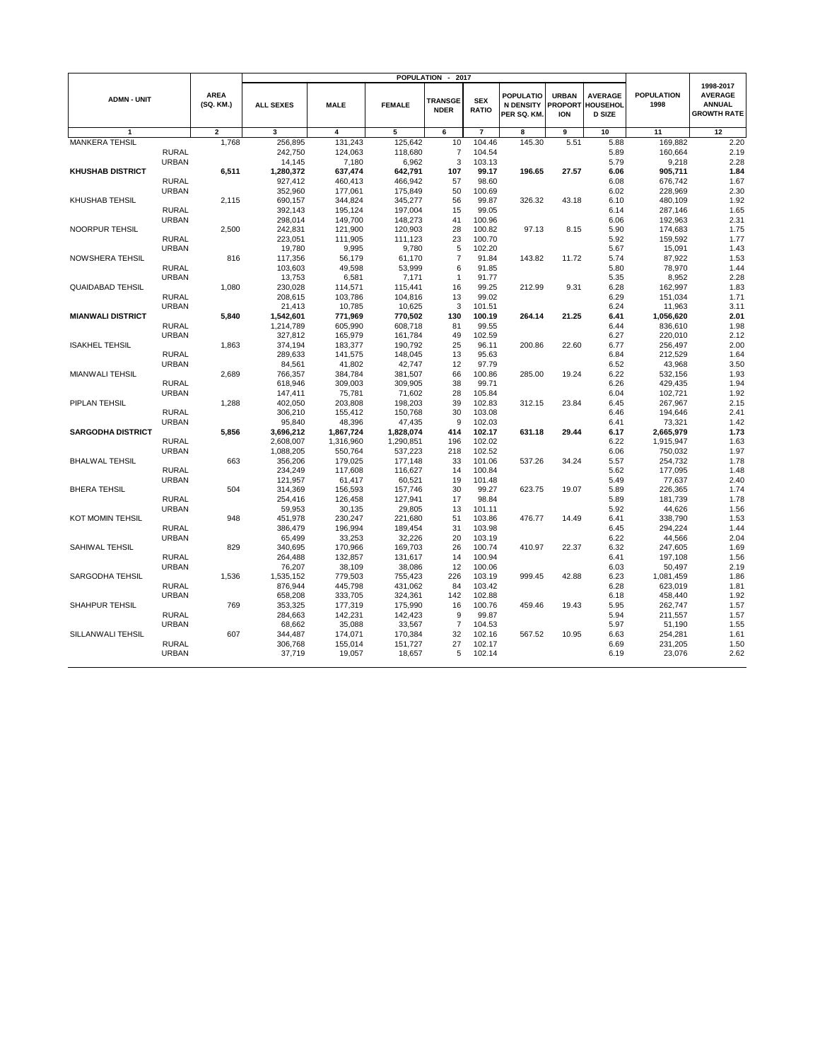| ADMN - UNIT | | AREA (SQ. KM.) | POPULATION - 2017 | | | | | | | | | POPULATION 1998 | 1998-2017 AVERAGE ANNUAL GROWTH RATE |
|---|---|---|---|---|---|---|---|---|---|---|---|---|---|
| | | | ALL SEXES | MALE | FEMALE | TRANSGENDER | SEX RATIO | POPULATION DENSITY PER SQ. KM. | URBAN PROPORTION | AVERAGE HOUSEHOLD SIZE | | | |
| 1 | | 2 | 3 | 4 | 5 | 6 | 7 | 8 | 9 | 10 | | 11 | 12 |
| MANKERA TEHSIL | | 1,768 | 256,895 | 131,243 | 125,642 | 10 | 104.46 | 145.30 | 5.51 | 5.88 | | 169,882 | 2.20 |
| | RURAL | | 242,750 | 124,063 | 118,680 | 7 | 104.54 | | | 5.89 | | 160,664 | 2.19 |
| | URBAN | | 14,145 | 7,180 | 6,962 | 3 | 103.13 | | | 5.79 | | 9,218 | 2.28 |
| **KHUSHAB DISTRICT** | | **6,511** | **1,280,372** | **637,474** | **642,791** | **107** | **99.17** | **196.65** | **27.57** | **6.06** | | **905,711** | **1.84** |
| | RURAL | | 927,412 | 460,413 | 466,942 | 57 | 98.60 | | | 6.08 | | 676,742 | 1.67 |
| | URBAN | | 352,960 | 177,061 | 175,849 | 50 | 100.69 | | | 6.02 | | 228,969 | 2.30 |
| KHUSHAB TEHSIL | | 2,115 | 690,157 | 344,824 | 345,277 | 56 | 99.87 | 326.32 | 43.18 | 6.10 | | 480,109 | 1.92 |
| | RURAL | | 392,143 | 195,124 | 197,004 | 15 | 99.05 | | | 6.14 | | 287,146 | 1.65 |
| | URBAN | | 298,014 | 149,700 | 148,273 | 41 | 100.96 | | | 6.06 | | 192,963 | 2.31 |
| NOORPUR TEHSIL | | 2,500 | 242,831 | 121,900 | 120,903 | 28 | 100.82 | 97.13 | 8.15 | 5.90 | | 174,683 | 1.75 |
| | RURAL | | 223,051 | 111,905 | 111,123 | 23 | 100.70 | | | 5.92 | | 159,592 | 1.77 |
| | URBAN | | 19,780 | 9,995 | 9,780 | 5 | 102.20 | | | 5.67 | | 15,091 | 1.43 |
| NOWSHERA TEHSIL | | 816 | 117,356 | 56,179 | 61,170 | 7 | 91.84 | 143.82 | 11.72 | 5.74 | | 87,922 | 1.53 |
| | RURAL | | 103,603 | 49,598 | 53,999 | 6 | 91.85 | | | 5.80 | | 78,970 | 1.44 |
| | URBAN | | 13,753 | 6,581 | 7,171 | 1 | 91.77 | | | 5.35 | | 8,952 | 2.28 |
| QUAIDABAD TEHSIL | | 1,080 | 230,028 | 114,571 | 115,441 | 16 | 99.25 | 212.99 | 9.31 | 6.28 | | 162,997 | 1.83 |
| | RURAL | | 208,615 | 103,786 | 104,816 | 13 | 99.02 | | | 6.29 | | 151,034 | 1.71 |
| | URBAN | | 21,413 | 10,785 | 10,625 | 3 | 101.51 | | | 6.24 | | 11,963 | 3.11 |
| **MIANWALI DISTRICT** | | **5,840** | **1,542,601** | **771,969** | **770,502** | **130** | **100.19** | **264.14** | **21.25** | **6.41** | | **1,056,620** | **2.01** |
| | RURAL | | 1,214,789 | 605,990 | 608,718 | 81 | 99.55 | | | 6.44 | | 836,610 | 1.98 |
| | URBAN | | 327,812 | 165,979 | 161,784 | 49 | 102.59 | | | 6.27 | | 220,010 | 2.12 |
| ISAKHEL TEHSIL | | 1,863 | 374,194 | 183,377 | 190,792 | 25 | 96.11 | 200.86 | 22.60 | 6.77 | | 256,497 | 2.00 |
| | RURAL | | 289,633 | 141,575 | 148,045 | 13 | 95.63 | | | 6.84 | | 212,529 | 1.64 |
| | URBAN | | 84,561 | 41,802 | 42,747 | 12 | 97.79 | | | 6.52 | | 43,968 | 3.50 |
| MIANWALI TEHSIL | | 2,689 | 766,357 | 384,784 | 381,507 | 66 | 100.86 | 285.00 | 19.24 | 6.22 | | 532,156 | 1.93 |
| | RURAL | | 618,946 | 309,003 | 309,905 | 38 | 99.71 | | | 6.26 | | 429,435 | 1.94 |
| | URBAN | | 147,411 | 75,781 | 71,602 | 28 | 105.84 | | | 6.04 | | 102,721 | 1.92 |
| PIPLAN TEHSIL | | 1,288 | 402,050 | 203,808 | 198,203 | 39 | 102.83 | 312.15 | 23.84 | 6.45 | | 267,967 | 2.15 |
| | RURAL | | 306,210 | 155,412 | 150,768 | 30 | 103.08 | | | 6.46 | | 194,646 | 2.41 |
| | URBAN | | 95,840 | 48,396 | 47,435 | 9 | 102.03 | | | 6.41 | | 73,321 | 1.42 |
| **SARGODHA DISTRICT** | | **5,856** | **3,696,212** | **1,867,724** | **1,828,074** | **414** | **102.17** | **631.18** | **29.44** | **6.17** | | **2,665,979** | **1.73** |
| | RURAL | | 2,608,007 | 1,316,960 | 1,290,851 | 196 | 102.02 | | | 6.22 | | 1,915,947 | 1.63 |
| | URBAN | | 1,088,205 | 550,764 | 537,223 | 218 | 102.52 | | | 6.06 | | 750,032 | 1.97 |
| BHALWAL TEHSIL | | 663 | 356,206 | 179,025 | 177,148 | 33 | 101.06 | 537.26 | 34.24 | 5.57 | | 254,732 | 1.78 |
| | RURAL | | 234,249 | 117,608 | 116,627 | 14 | 100.84 | | | 5.62 | | 177,095 | 1.48 |
| | URBAN | | 121,957 | 61,417 | 60,521 | 19 | 101.48 | | | 5.49 | | 77,637 | 2.40 |
| BHERA TEHSIL | | 504 | 314,369 | 156,593 | 157,746 | 30 | 99.27 | 623.75 | 19.07 | 5.89 | | 226,365 | 1.74 |
| | RURAL | | 254,416 | 126,458 | 127,941 | 17 | 98.84 | | | 5.89 | | 181,739 | 1.78 |
| | URBAN | | 59,953 | 30,135 | 29,805 | 13 | 101.11 | | | 5.92 | | 44,626 | 1.56 |
| KOT MOMIN TEHSIL | | 948 | 451,978 | 230,247 | 221,680 | 51 | 103.86 | 476.77 | 14.49 | 6.41 | | 338,790 | 1.53 |
| | RURAL | | 386,479 | 196,994 | 189,454 | 31 | 103.98 | | | 6.45 | | 294,224 | 1.44 |
| | URBAN | | 65,499 | 33,253 | 32,226 | 20 | 103.19 | | | 6.22 | | 44,566 | 2.04 |
| SAHIWAL TEHSIL | | 829 | 340,695 | 170,966 | 169,703 | 26 | 100.74 | 410.97 | 22.37 | 6.32 | | 247,605 | 1.69 |
| | RURAL | | 264,488 | 132,857 | 131,617 | 14 | 100.94 | | | 6.41 | | 197,108 | 1.56 |
| | URBAN | | 76,207 | 38,109 | 38,086 | 12 | 100.06 | | | 6.03 | | 50,497 | 2.19 |
| SARGODHA TEHSIL | | 1,536 | 1,535,152 | 779,503 | 755,423 | 226 | 103.19 | 999.45 | 42.88 | 6.23 | | 1,081,459 | 1.86 |
| | RURAL | | 876,944 | 445,798 | 431,062 | 84 | 103.42 | | | 6.28 | | 623,019 | 1.81 |
| | URBAN | | 658,208 | 333,705 | 324,361 | 142 | 102.88 | | | 6.18 | | 458,440 | 1.92 |
| SHAHPUR TEHSIL | | 769 | 353,325 | 177,319 | 175,990 | 16 | 100.76 | 459.46 | 19.43 | 5.95 | | 262,747 | 1.57 |
| | RURAL | | 284,663 | 142,231 | 142,423 | 9 | 99.87 | | | 5.94 | | 211,557 | 1.57 |
| | URBAN | | 68,662 | 35,088 | 33,567 | 7 | 104.53 | | | 5.97 | | 51,190 | 1.55 |
| SILLANWALI TEHSIL | | 607 | 344,487 | 174,071 | 170,384 | 32 | 102.16 | 567.52 | 10.95 | 6.63 | | 254,281 | 1.61 |
| | RURAL | | 306,768 | 155,014 | 151,727 | 27 | 102.17 | | | 6.69 | | 231,205 | 1.50 |
| | URBAN | | 37,719 | 19,057 | 18,657 | 5 | 102.14 | | | 6.19 | | 23,076 | 2.62 |